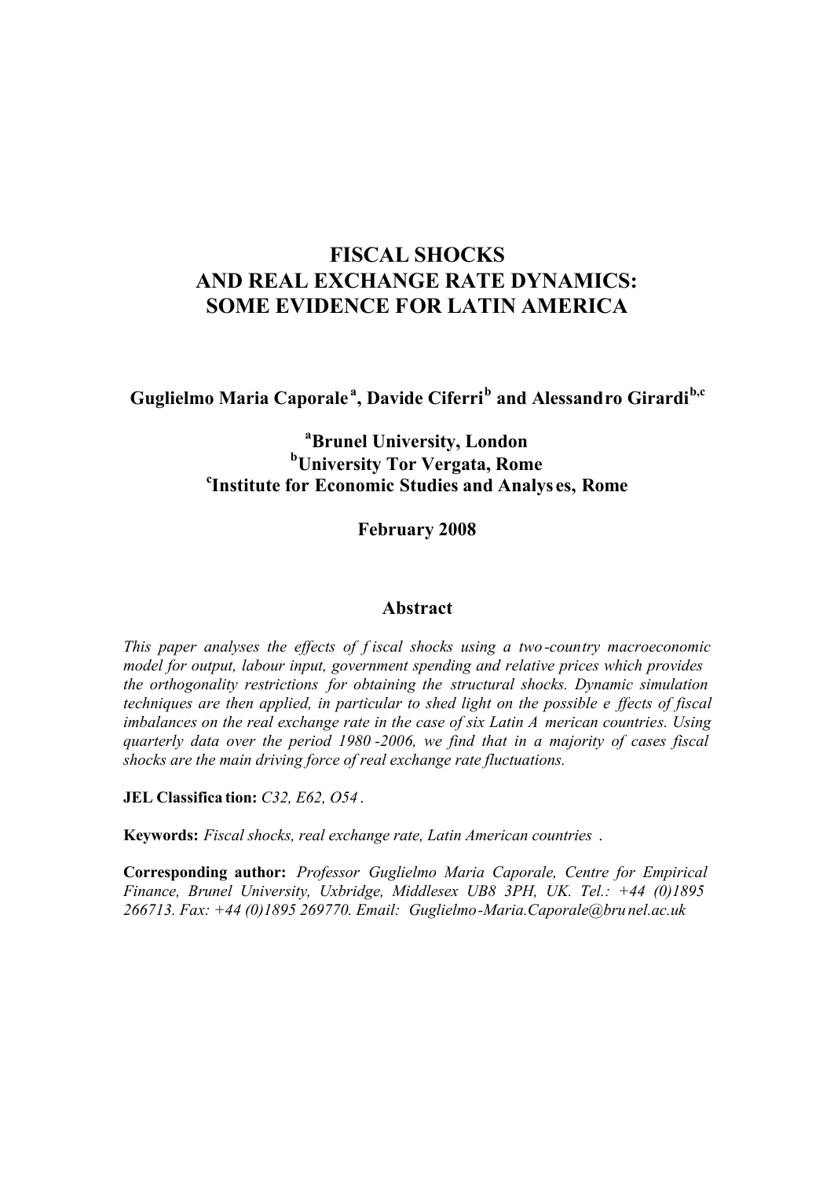# FISCAL SHOCKS AND REAL EXCHANGE RATE DYNAMICS: SOME EVIDENCE FOR LATIN AMERICA

**Guglielmo Maria Caporale[a], Davide Ciferri[b] and Alessandro Girardi[b,c]**

**[a]Brunel University, London**
**[b]University Tor Vergata, Rome**
**[c]Institute for Economic Studies and Analyses, Rome**

**February 2008**

## Abstract

*This paper analyses the effects of fiscal shocks using a two-country macroeconomic model for output, labour input, government spending and relative prices which provides the orthogonality restrictions for obtaining the structural shocks. Dynamic simulation techniques are then applied, in particular to shed light on the possible effects of fiscal imbalances on the real exchange rate in the case of six Latin American countries. Using quarterly data over the period 1980-2006, we find that in a majority of cases fiscal shocks are the main driving force of real exchange rate fluctuations.*

**JEL Classification:** *C32, E62, O54.*

**Keywords:** *Fiscal shocks, real exchange rate, Latin American countries.*

**Corresponding author:** *Professor Guglielmo Maria Caporale, Centre for Empirical Finance, Brunel University, Uxbridge, Middlesex UB8 3PH, UK. Tel.: +44 (0)1895 266713. Fax: +44 (0)1895 269770. Email: Guglielmo-Maria.Caporale@brunel.ac.uk*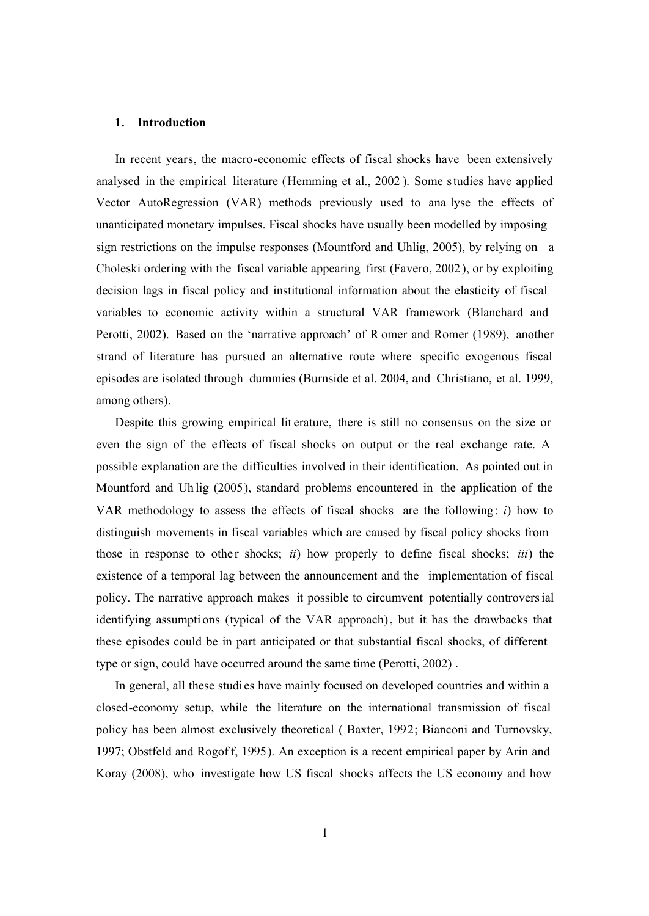## 1. Introduction

In recent years, the macro-economic effects of fiscal shocks have been extensively analysed in the empirical literature (Hemming et al., 2002). Some studies have applied Vector AutoRegression (VAR) methods previously used to analyse the effects of unanticipated monetary impulses. Fiscal shocks have usually been modelled by imposing sign restrictions on the impulse responses (Mountford and Uhlig, 2005), by relying on a Choleski ordering with the fiscal variable appearing first (Favero, 2002), or by exploiting decision lags in fiscal policy and institutional information about the elasticity of fiscal variables to economic activity within a structural VAR framework (Blanchard and Perotti, 2002). Based on the 'narrative approach' of Romer and Romer (1989), another strand of literature has pursued an alternative route where specific exogenous fiscal episodes are isolated through dummies (Burnside et al. 2004, and Christiano, et al. 1999, among others).

Despite this growing empirical literature, there is still no consensus on the size or even the sign of the effects of fiscal shocks on output or the real exchange rate. A possible explanation are the difficulties involved in their identification. As pointed out in Mountford and Uhlig (2005), standard problems encountered in the application of the VAR methodology to assess the effects of fiscal shocks are the following: *i*) how to distinguish movements in fiscal variables which are caused by fiscal policy shocks from those in response to other shocks; *ii*) how properly to define fiscal shocks; *iii*) the existence of a temporal lag between the announcement and the implementation of fiscal policy. The narrative approach makes it possible to circumvent potentially controversial identifying assumptions (typical of the VAR approach), but it has the drawbacks that these episodes could be in part anticipated or that substantial fiscal shocks, of different type or sign, could have occurred around the same time (Perotti, 2002).

In general, all these studies have mainly focused on developed countries and within a closed-economy setup, while the literature on the international transmission of fiscal policy has been almost exclusively theoretical (Baxter, 1992; Bianconi and Turnovsky, 1997; Obstfeld and Rogoff, 1995). An exception is a recent empirical paper by Arin and Koray (2008), who investigate how US fiscal shocks affects the US economy and how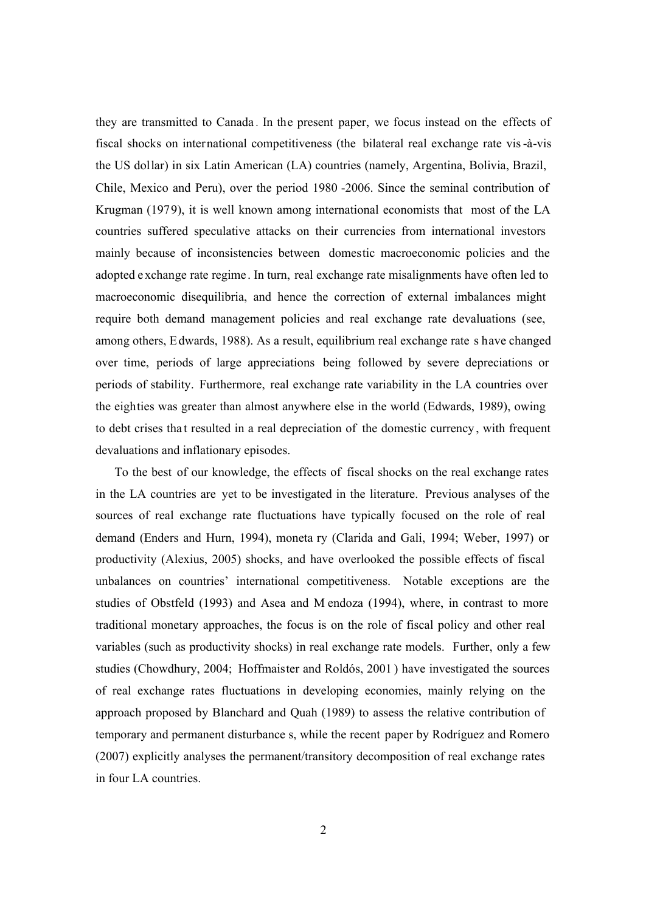they are transmitted to Canada. In the present paper, we focus instead on the effects of fiscal shocks on international competitiveness (the bilateral real exchange rate vis-à-vis the US dollar) in six Latin American (LA) countries (namely, Argentina, Bolivia, Brazil, Chile, Mexico and Peru), over the period 1980-2006. Since the seminal contribution of Krugman (1979), it is well known among international economists that most of the LA countries suffered speculative attacks on their currencies from international investors mainly because of inconsistencies between domestic macroeconomic policies and the adopted exchange rate regime. In turn, real exchange rate misalignments have often led to macroeconomic disequilibria, and hence the correction of external imbalances might require both demand management policies and real exchange rate devaluations (see, among others, Edwards, 1988). As a result, equilibrium real exchange rates have changed over time, periods of large appreciations being followed by severe depreciations or periods of stability. Furthermore, real exchange rate variability in the LA countries over the eighties was greater than almost anywhere else in the world (Edwards, 1989), owing to debt crises that resulted in a real depreciation of the domestic currency, with frequent devaluations and inflationary episodes.

To the best of our knowledge, the effects of fiscal shocks on the real exchange rates in the LA countries are yet to be investigated in the literature. Previous analyses of the sources of real exchange rate fluctuations have typically focused on the role of real demand (Enders and Hurn, 1994), monetary (Clarida and Gali, 1994; Weber, 1997) or productivity (Alexius, 2005) shocks, and have overlooked the possible effects of fiscal unbalances on countries' international competitiveness. Notable exceptions are the studies of Obstfeld (1993) and Asea and Mendoza (1994), where, in contrast to more traditional monetary approaches, the focus is on the role of fiscal policy and other real variables (such as productivity shocks) in real exchange rate models. Further, only a few studies (Chowdhury, 2004; Hoffmaister and Roldós, 2001) have investigated the sources of real exchange rates fluctuations in developing economies, mainly relying on the approach proposed by Blanchard and Quah (1989) to assess the relative contribution of temporary and permanent disturbances, while the recent paper by Rodríguez and Romero (2007) explicitly analyses the permanent/transitory decomposition of real exchange rates in four LA countries.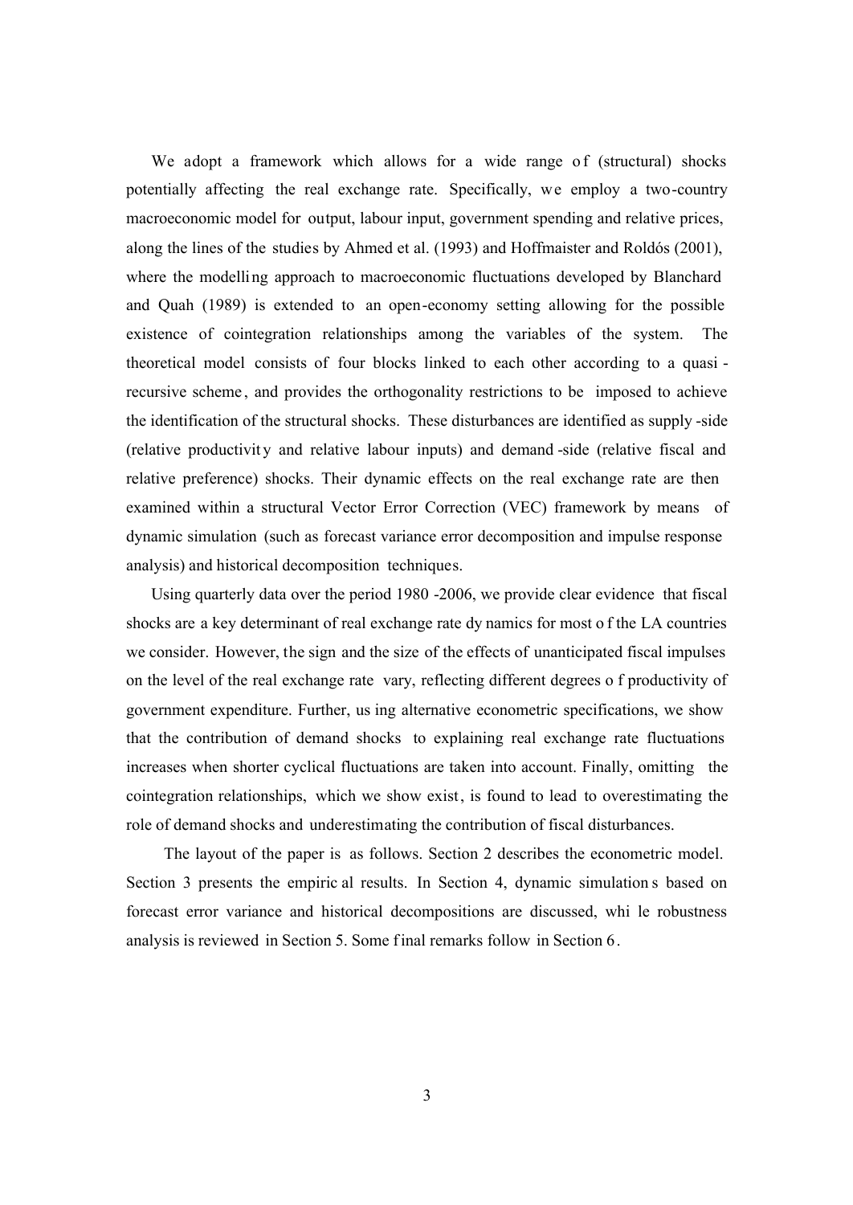We adopt a framework which allows for a wide range of (structural) shocks potentially affecting the real exchange rate. Specifically, we employ a two-country macroeconomic model for output, labour input, government spending and relative prices, along the lines of the studies by Ahmed et al. (1993) and Hoffmaister and Roldós (2001), where the modelling approach to macroeconomic fluctuations developed by Blanchard and Quah (1989) is extended to an open-economy setting allowing for the possible existence of cointegration relationships among the variables of the system. The theoretical model consists of four blocks linked to each other according to a quasi-recursive scheme, and provides the orthogonality restrictions to be imposed to achieve the identification of the structural shocks. These disturbances are identified as supply-side (relative productivity and relative labour inputs) and demand-side (relative fiscal and relative preference) shocks. Their dynamic effects on the real exchange rate are then examined within a structural Vector Error Correction (VEC) framework by means of dynamic simulation (such as forecast variance error decomposition and impulse response analysis) and historical decomposition techniques.

Using quarterly data over the period 1980-2006, we provide clear evidence that fiscal shocks are a key determinant of real exchange rate dynamics for most of the LA countries we consider. However, the sign and the size of the effects of unanticipated fiscal impulses on the level of the real exchange rate vary, reflecting different degrees of productivity of government expenditure. Further, using alternative econometric specifications, we show that the contribution of demand shocks to explaining real exchange rate fluctuations increases when shorter cyclical fluctuations are taken into account. Finally, omitting the cointegration relationships, which we show exist, is found to lead to overestimating the role of demand shocks and underestimating the contribution of fiscal disturbances.

The layout of the paper is as follows. Section 2 describes the econometric model. Section 3 presents the empirical results. In Section 4, dynamic simulations based on forecast error variance and historical decompositions are discussed, while robustness analysis is reviewed in Section 5. Some final remarks follow in Section 6.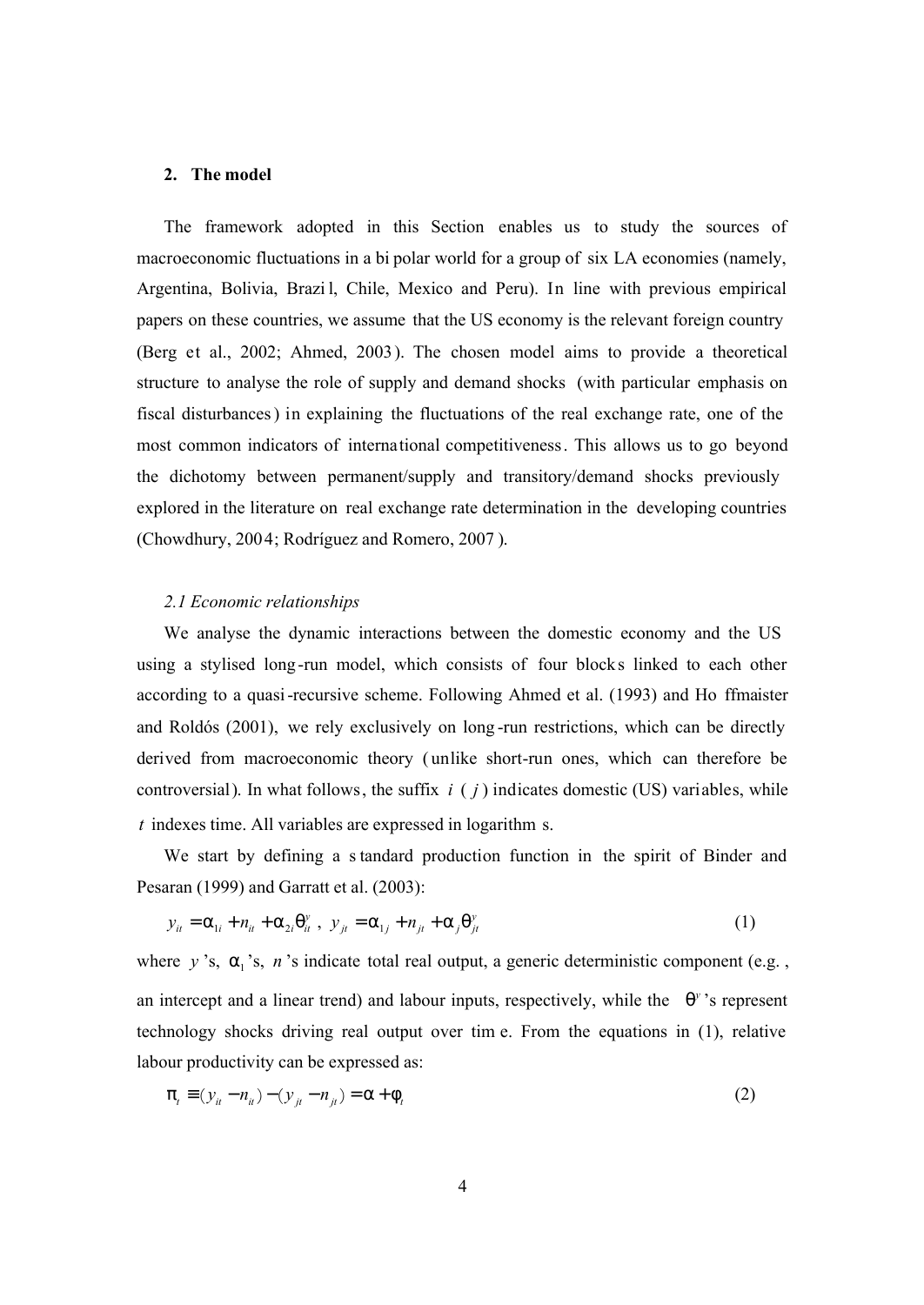## 2. The model

The framework adopted in this Section enables us to study the sources of macroeconomic fluctuations in a bi polar world for a group of six LA economies (namely, Argentina, Bolivia, Brazil, Chile, Mexico and Peru). In line with previous empirical papers on these countries, we assume that the US economy is the relevant foreign country (Berg et al., 2002; Ahmed, 2003). The chosen model aims to provide a theoretical structure to analyse the role of supply and demand shocks (with particular emphasis on fiscal disturbances) in explaining the fluctuations of the real exchange rate, one of the most common indicators of international competitiveness. This allows us to go beyond the dichotomy between permanent/supply and transitory/demand shocks previously explored in the literature on real exchange rate determination in the developing countries (Chowdhury, 2004; Rodríguez and Romero, 2007).

### *2.1 Economic relationships*

We analyse the dynamic interactions between the domestic economy and the US using a stylised long-run model, which consists of four blocks linked to each other according to a quasi-recursive scheme. Following Ahmed et al. (1993) and Hoffmaister and Roldós (2001), we rely exclusively on long-run restrictions, which can be directly derived from macroeconomic theory (unlike short-run ones, which can therefore be controversial). In what follows, the suffix $i$ ($j$) indicates domestic (US) variables, while $t$ indexes time. All variables are expressed in logarithms.

We start by defining a standard production function in the spirit of Binder and Pesaran (1999) and Garratt et al. (2003):

$$y_{it} = \alpha_{1i} + n_{it} + \alpha_{2i}\theta^{y}_{it}\ ,\ y_{jt} = \alpha_{1j} + n_{jt} + \alpha_{j}\theta^{y}_{jt} \tag{1}$$

where $y$'s, $\alpha_1$'s, $n$'s indicate total real output, a generic deterministic component (e.g., an intercept and a linear trend) and labour inputs, respectively, while the $\theta^{y}$'s represent technology shocks driving real output over time. From the equations in (1), relative labour productivity can be expressed as:

$$\pi_t \equiv (y_{it} - n_{it}) - (y_{jt} - n_{jt}) = \alpha + \phi_t \tag{2}$$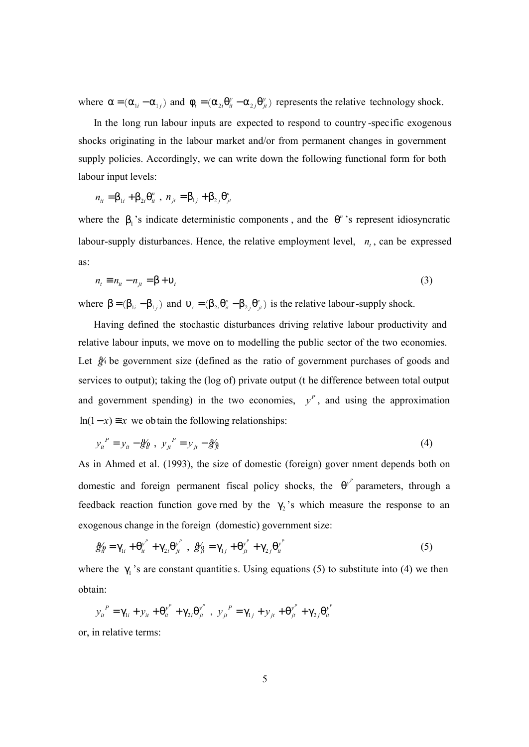where $\alpha = (\alpha_{1i} - \alpha_{1j})$ and $\varphi_t = (\alpha_{2i}\theta^y_{it} - \alpha_{2j}\theta^y_{jt})$ represents the relative technology shock.

In the long run labour inputs are expected to respond to country-specific exogenous shocks originating in the labour market and/or from permanent changes in government supply policies. Accordingly, we can write down the following functional form for both labour input levels:

$$n_{it} = \beta_{1i} + \beta_{2i}\theta^n_{it} \text{ , } n_{jt} = \beta_{1j} + \beta_{2j}\theta^n_{jt}$$

where the $\beta_1$'s indicate deterministic components, and the $\theta^n$'s represent idiosyncratic labour-supply disturbances. Hence, the relative employment level, $n_t$, can be expressed as:

$$n_t \equiv n_{it} - n_{jt} = \beta + \upsilon_t \tag{3}$$

where $\beta = (\beta_{1i} - \beta_{1j})$ and $\upsilon_t = (\beta_{2i}\theta^n_{it} - \beta_{2j}\theta^n_{jt})$ is the relative labour-supply shock.

Having defined the stochastic disturbances driving relative labour productivity and relative labour inputs, we move on to modelling the public sector of the two economies. Let $\tilde{g}$ be government size (defined as the ratio of government purchases of goods and services to output); taking the (log of) private output (the difference between total output and government spending) in the two economies, $y^P$, and using the approximation $\ln(1-x) \cong x$ we obtain the following relationships:

$$y_{it}^{\ P} = y_{it} - \tilde{g}_{it} \text{ , } y_{jt}^{\ P} = y_{jt} - \tilde{g}_{jt} \tag{4}$$

As in Ahmed et al. (1993), the size of domestic (foreign) government depends both on domestic and foreign permanent fiscal policy shocks, the $\theta^{y^P}$ parameters, through a feedback reaction function governed by the $\gamma_2$'s which measure the response to an exogenous change in the foreign (domestic) government size:

$$\tilde{g}_{it} = \gamma_{1i} + \theta^{y^P}_{it} + \gamma_{2i}\theta^{y^P}_{jt} \text{ , } \tilde{g}_{jt} = \gamma_{1j} + \theta^{y^P}_{jt} + \gamma_{2j}\theta^{y^P}_{it} \tag{5}$$

where the $\gamma_1$'s are constant quantities. Using equations (5) to substitute into (4) we then obtain:

$$y_{it}^{\ P} = \gamma_{1i} + y_{it} + \theta^{y^P}_{it} + \gamma_{2i}\theta^{y^P}_{jt} \text{ , } y_{jt}^{\ P} = \gamma_{1j} + y_{jt} + \theta^{y^P}_{jt} + \gamma_{2j}\theta^{y^P}_{it}$$

or, in relative terms: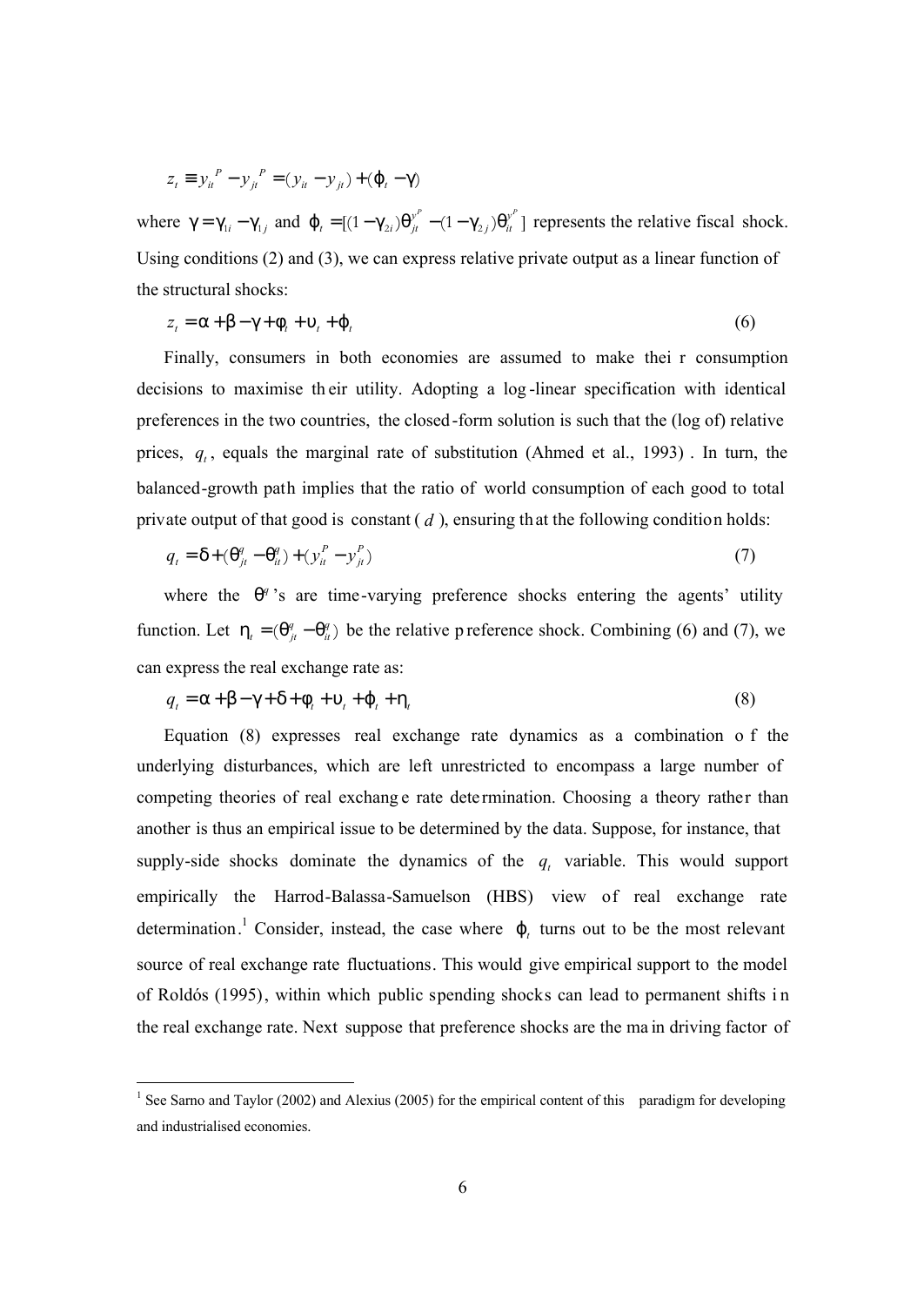$$z_t \equiv y_{it}{}^P - y_{jt}{}^P = (y_{it} - y_{jt}) + (\varphi_t - \gamma)$$

where $\gamma = \gamma_{1i} - \gamma_{1j}$ and $\varphi_t = [(1-\gamma_{2i})\theta_{jt}^{y^P} - (1-\gamma_{2j})\theta_{it}^{y^P}]$ represents the relative fiscal shock. Using conditions (2) and (3), we can express relative private output as a linear function of the structural shocks:

$$z_t = \alpha + \beta - \gamma + \phi_t + \upsilon_t + \varphi_t \tag{6}$$

Finally, consumers in both economies are assumed to make their consumption decisions to maximise their utility. Adopting a log-linear specification with identical preferences in the two countries, the closed-form solution is such that the (log of) relative prices, $q_t$, equals the marginal rate of substitution (Ahmed et al., 1993). In turn, the balanced-growth path implies that the ratio of world consumption of each good to total private output of that good is constant ($d$), ensuring that the following condition holds:

$$q_t = \delta + (\theta_{jt}^q - \theta_{it}^q) + (y_{it}^P - y_{jt}^P) \tag{7}$$

where the $\theta^q$'s are time-varying preference shocks entering the agents' utility function. Let $\eta_t = (\theta_{jt}^q - \theta_{it}^q)$ be the relative preference shock. Combining (6) and (7), we can express the real exchange rate as:

$$q_t = \alpha + \beta - \gamma + \delta + \phi_t + \upsilon_t + \varphi_t + \eta_t \tag{8}$$

Equation (8) expresses real exchange rate dynamics as a combination of the underlying disturbances, which are left unrestricted to encompass a large number of competing theories of real exchange rate determination. Choosing a theory rather than another is thus an empirical issue to be determined by the data. Suppose, for instance, that supply-side shocks dominate the dynamics of the $q_t$ variable. This would support empirically the Harrod-Balassa-Samuelson (HBS) view of real exchange rate determination.[1] Consider, instead, the case where $\varphi_t$ turns out to be the most relevant source of real exchange rate fluctuations. This would give empirical support to the model of Roldós (1995), within which public spending shocks can lead to permanent shifts in the real exchange rate. Next suppose that preference shocks are the main driving factor of

[1] See Sarno and Taylor (2002) and Alexius (2005) for the empirical content of this paradigm for developing and industrialised economies.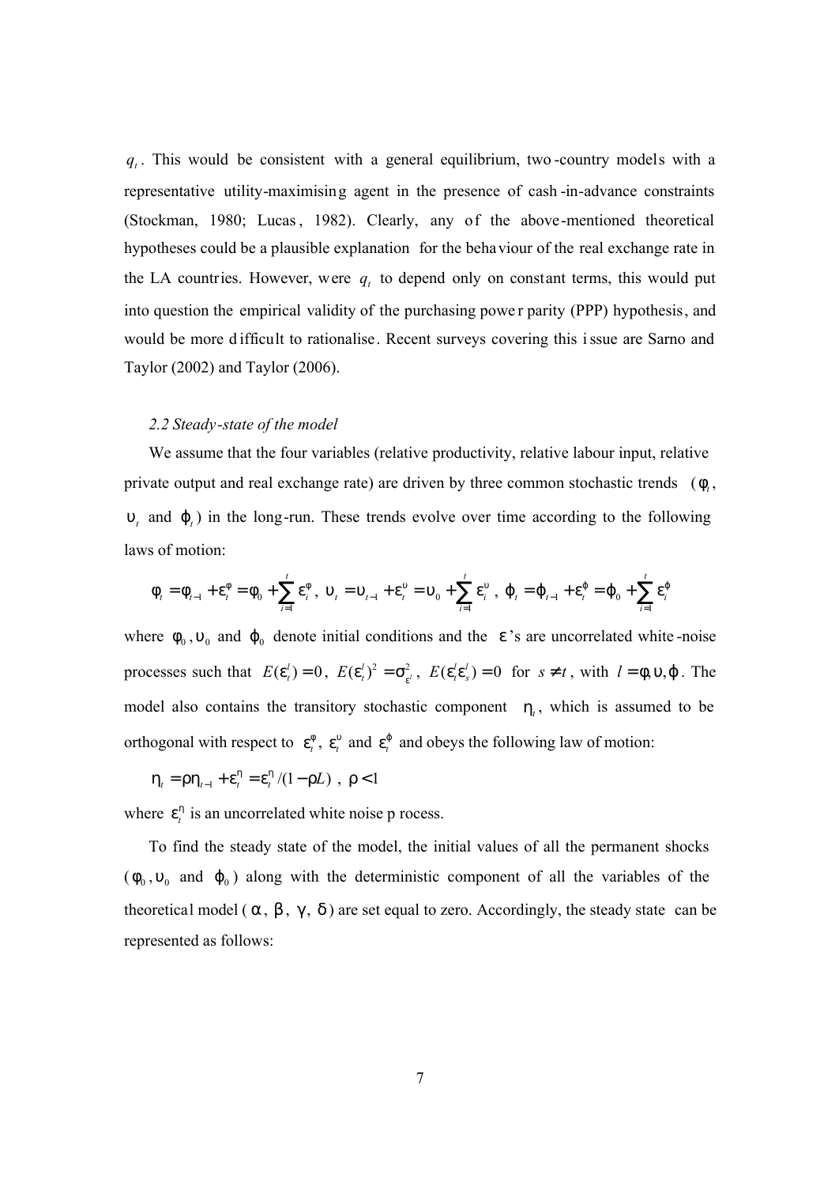$q_t$. This would be consistent with a general equilibrium, two-country models with a representative utility-maximising agent in the presence of cash-in-advance constraints (Stockman, 1980; Lucas, 1982). Clearly, any of the above-mentioned theoretical hypotheses could be a plausible explanation for the behaviour of the real exchange rate in the LA countries. However, were $q_t$ to depend only on constant terms, this would put into question the empirical validity of the purchasing power parity (PPP) hypothesis, and would be more difficult to rationalise. Recent surveys covering this issue are Sarno and Taylor (2002) and Taylor (2006).

### *2.2 Steady-state of the model*

We assume that the four variables (relative productivity, relative labour input, relative private output and real exchange rate) are driven by three common stochastic trends ($\phi_t$, $\upsilon_t$ and $\varphi_t$) in the long-run. These trends evolve over time according to the following laws of motion:

$$\phi_t = \phi_{t-1} + \varepsilon_t^{\phi} = \phi_0 + \sum_{i=1}^{t} \varepsilon_i^{\phi}, \; \upsilon_t = \upsilon_{t-1} + \varepsilon_t^{\upsilon} = \upsilon_0 + \sum_{i=1}^{t} \varepsilon_i^{\upsilon}, \; \varphi_t = \varphi_{t-1} + \varepsilon_t^{\varphi} = \varphi_0 + \sum_{i=1}^{t} \varepsilon_i^{\varphi}$$

where $\phi_0, \upsilon_0$ and $\varphi_0$ denote initial conditions and the $\varepsilon$'s are uncorrelated white-noise processes such that $E(\varepsilon_t^l) = 0$, $E(\varepsilon_t^l)^2 = \sigma_{\varepsilon^l}^2$, $E(\varepsilon_t^l \varepsilon_s^l) = 0$ for $s \neq t$, with $l = \phi, \upsilon, \varphi$. The model also contains the transitory stochastic component $\eta_t$, which is assumed to be orthogonal with respect to $\varepsilon_t^{\phi}$, $\varepsilon_t^{\upsilon}$ and $\varepsilon_t^{\varphi}$ and obeys the following law of motion:

$$\eta_t = \rho \eta_{t-1} + \varepsilon_t^{\eta} = \varepsilon_t^{\eta} / (1 - \rho L) \;, \; \rho < 1$$

where $\varepsilon_t^{\eta}$ is an uncorrelated white noise process.

To find the steady state of the model, the initial values of all the permanent shocks ($\phi_0, \upsilon_0$ and $\varphi_0$) along with the deterministic component of all the variables of the theoretical model ($\alpha$, $\beta$, $\gamma$, $\delta$) are set equal to zero. Accordingly, the steady state can be represented as follows: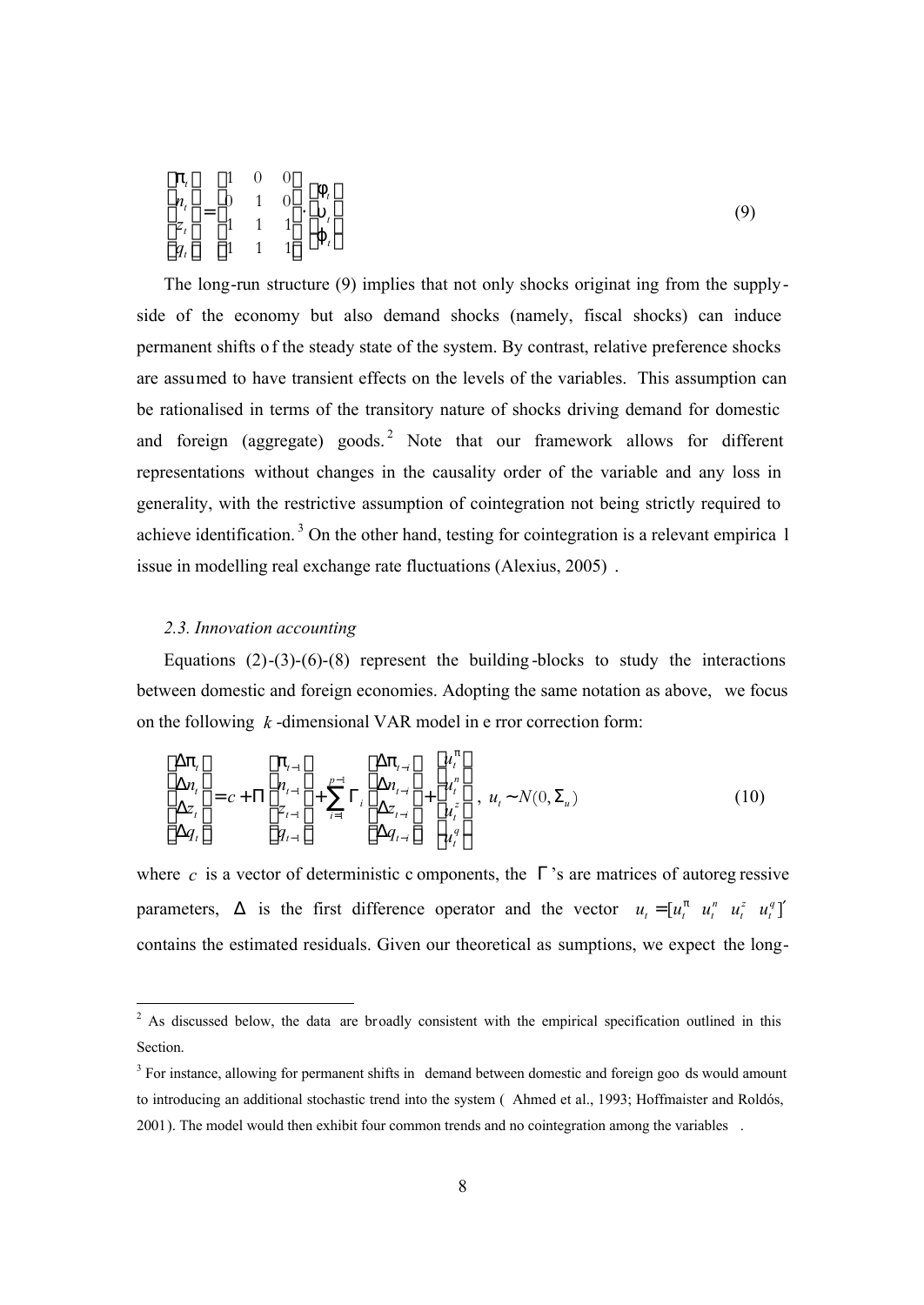$$
\begin{bmatrix} \pi_t \\ n_t \\ z_t \\ q_t \end{bmatrix} = \begin{bmatrix} 1 & 0 & 0 \\ 0 & 1 & 0 \\ 1 & 1 & 1 \\ 1 & 1 & 1 \end{bmatrix} \cdot \begin{bmatrix} \phi_t \\ \upsilon_t \\ \varphi_t \end{bmatrix} \tag{9}
$$

The long-run structure (9) implies that not only shocks originating from the supply-side of the economy but also demand shocks (namely, fiscal shocks) can induce permanent shifts of the steady state of the system. By contrast, relative preference shocks are assumed to have transient effects on the levels of the variables. This assumption can be rationalised in terms of the transitory nature of shocks driving demand for domestic and foreign (aggregate) goods.[2] Note that our framework allows for different representations without changes in the causality order of the variable and any loss in generality, with the restrictive assumption of cointegration not being strictly required to achieve identification.[3] On the other hand, testing for cointegration is a relevant empirical issue in modelling real exchange rate fluctuations (Alexius, 2005).

### *2.3. Innovation accounting*

Equations (2)-(3)-(6)-(8) represent the building-blocks to study the interactions between domestic and foreign economies. Adopting the same notation as above, we focus on the following $k$-dimensional VAR model in error correction form:

$$
\begin{bmatrix} \Delta\pi_t \\ \Delta n_t \\ \Delta z_t \\ \Delta q_t \end{bmatrix} = c + \Pi \begin{bmatrix} \pi_{t-1} \\ n_{t-1} \\ z_{t-1} \\ q_{t-1} \end{bmatrix} + \sum_{i=1}^{p-1} \Gamma_i \begin{bmatrix} \Delta\pi_{t-i} \\ \Delta n_{t-i} \\ \Delta z_{t-i} \\ \Delta q_{t-i} \end{bmatrix} + \begin{bmatrix} u_t^{\pi} \\ u_t^{n} \\ u_t^{z} \\ u_t^{q} \end{bmatrix}, \ u_t \sim N(0, \Sigma_u) \tag{10}
$$

where $c$ is a vector of deterministic components, the $\Gamma$'s are matrices of autoregressive parameters, $\Delta$ is the first difference operator and the vector $u_t = [u_t^{\pi} \ u_t^{n} \ u_t^{z} \ u_t^{q}]'$ contains the estimated residuals. Given our theoretical assumptions, we expect the long-

---

[2] As discussed below, the data are broadly consistent with the empirical specification outlined in this Section.

[3] For instance, allowing for permanent shifts in demand between domestic and foreign goods would amount to introducing an additional stochastic trend into the system (Ahmed et al., 1993; Hoffmaister and Roldós, 2001). The model would then exhibit four common trends and no cointegration among the variables.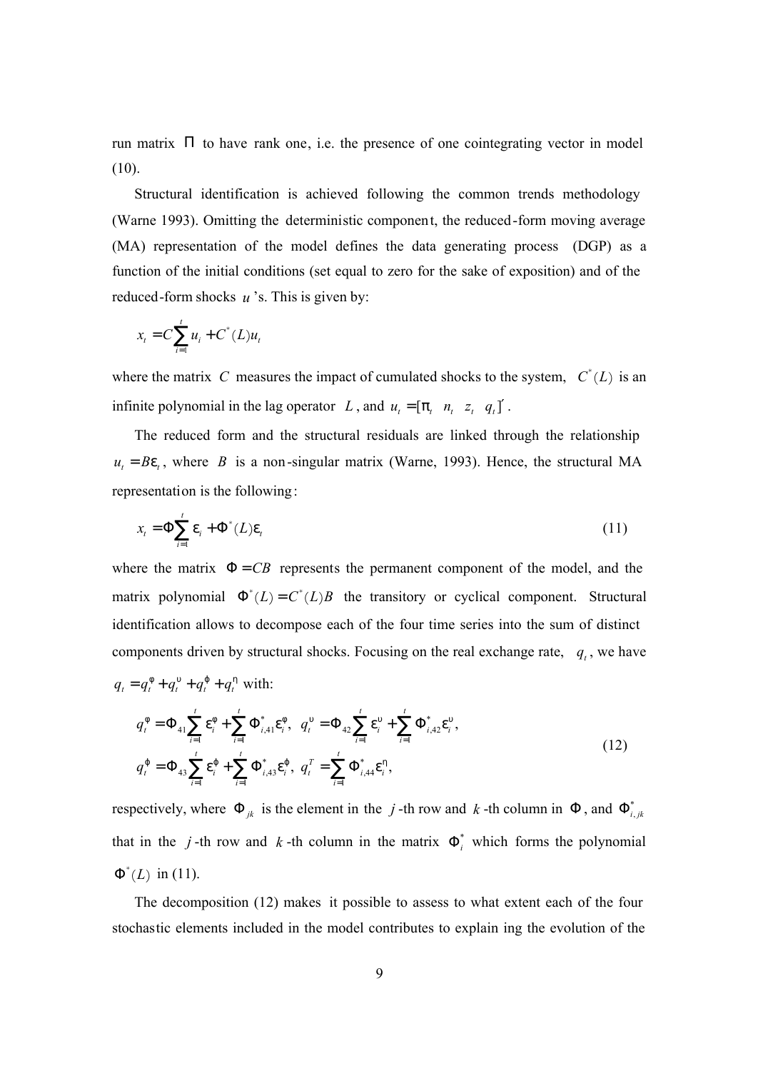run matrix $\Pi$ to have rank one, i.e. the presence of one cointegrating vector in model (10).

Structural identification is achieved following the common trends methodology (Warne 1993). Omitting the deterministic component, the reduced-form moving average (MA) representation of the model defines the data generating process (DGP) as a function of the initial conditions (set equal to zero for the sake of exposition) and of the reduced-form shocks $u$'s. This is given by:

$$x_t = C\sum_{i=1}^{t} u_i + C^*(L)u_t$$

where the matrix $C$ measures the impact of cumulated shocks to the system, $C^*(L)$ is an infinite polynomial in the lag operator $L$, and $u_t = [\pi_t \;\; n_t \;\; z_t \;\; q_t]'$.

The reduced form and the structural residuals are linked through the relationship $u_t = B\varepsilon_t$, where $B$ is a non-singular matrix (Warne, 1993). Hence, the structural MA representation is the following:

$$x_t = \Phi\sum_{i=1}^{t} \varepsilon_i + \Phi^*(L)\varepsilon_t \tag{11}$$

where the matrix $\Phi = CB$ represents the permanent component of the model, and the matrix polynomial $\Phi^*(L) = C^*(L)B$ the transitory or cyclical component. Structural identification allows to decompose each of the four time series into the sum of distinct components driven by structural shocks. Focusing on the real exchange rate, $q_t$, we have $q_t = q_t^{\varphi} + q_t^{\upsilon} + q_t^{\phi} + q_t^{\eta}$ with:

$$\begin{aligned} q_t^{\varphi} &= \Phi_{41}\sum_{i=1}^{t} \varepsilon_i^{\varphi} + \sum_{i=1}^{t} \Phi_{i,41}^{*}\varepsilon_i^{\varphi}, \;\; q_t^{\upsilon} = \Phi_{42}\sum_{i=1}^{t} \varepsilon_i^{\upsilon} + \sum_{i=1}^{t} \Phi_{i,42}^{*}\varepsilon_i^{\upsilon}, \\ q_t^{\phi} &= \Phi_{43}\sum_{i=1}^{t} \varepsilon_i^{\phi} + \sum_{i=1}^{t} \Phi_{i,43}^{*}\varepsilon_i^{\phi}, \;\; q_t^{T} = \sum_{i=1}^{t} \Phi_{i,44}^{*}\varepsilon_i^{\eta}, \end{aligned} \tag{12}$$

respectively, where $\Phi_{jk}$ is the element in the $j$-th row and $k$-th column in $\Phi$, and $\Phi_{i,jk}^{*}$ that in the $j$-th row and $k$-th column in the matrix $\Phi_i^{*}$ which forms the polynomial $\Phi^*(L)$ in (11).

The decomposition (12) makes it possible to assess to what extent each of the four stochastic elements included in the model contributes to explain ing the evolution of the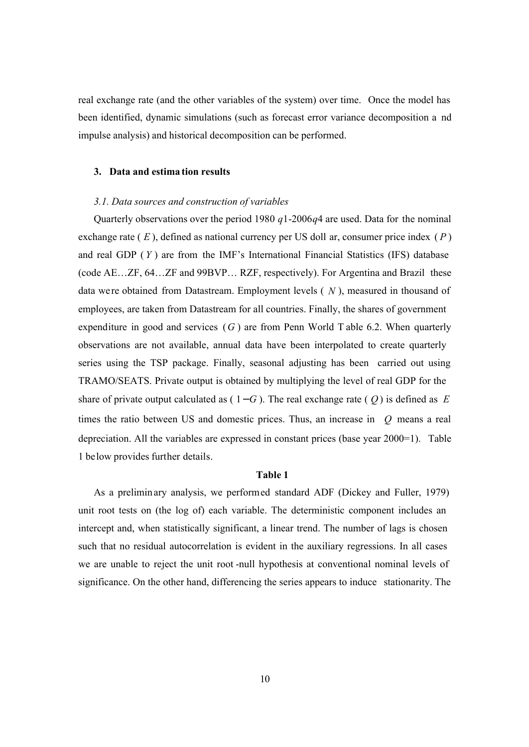real exchange rate (and the other variables of the system) over time. Once the model has been identified, dynamic simulations (such as forecast error variance decomposition and impulse analysis) and historical decomposition can be performed.

## 3. Data and estimation results

### *3.1. Data sources and construction of variables*

Quarterly observations over the period 1980 $q$1-2006$q$4 are used. Data for the nominal exchange rate ( $E$ ), defined as national currency per US dollar, consumer price index ( $P$ ) and real GDP ( $Y$ ) are from the IMF's International Financial Statistics (IFS) database (code AE…ZF, 64…ZF and 99BVP… RZF, respectively). For Argentina and Brazil these data were obtained from Datastream. Employment levels ( $N$ ), measured in thousand of employees, are taken from Datastream for all countries. Finally, the shares of government expenditure in good and services ( $G$ ) are from Penn World Table 6.2. When quarterly observations are not available, annual data have been interpolated to create quarterly series using the TSP package. Finally, seasonal adjusting has been carried out using TRAMO/SEATS. Private output is obtained by multiplying the level of real GDP for the share of private output calculated as ( $1-G$ ). The real exchange rate ( $Q$ ) is defined as $E$ times the ratio between US and domestic prices. Thus, an increase in $Q$ means a real depreciation. All the variables are expressed in constant prices (base year 2000=1). Table 1 below provides further details.

**Table 1**

As a preliminary analysis, we performed standard ADF (Dickey and Fuller, 1979) unit root tests on (the log of) each variable. The deterministic component includes an intercept and, when statistically significant, a linear trend. The number of lags is chosen such that no residual autocorrelation is evident in the auxiliary regressions. In all cases we are unable to reject the unit root-null hypothesis at conventional nominal levels of significance. On the other hand, differencing the series appears to induce stationarity. The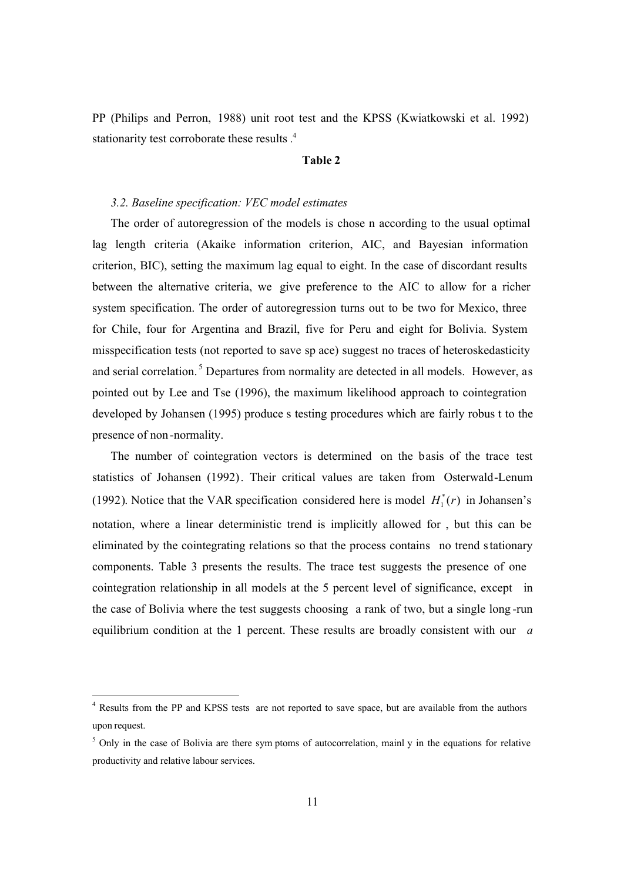PP (Philips and Perron, 1988) unit root test and the KPSS (Kwiatkowski et al. 1992) stationarity test corroborate these results .[4]

**Table 2**

### *3.2. Baseline specification: VEC model estimates*

The order of autoregression of the models is chose n according to the usual optimal lag length criteria (Akaike information criterion, AIC, and Bayesian information criterion, BIC), setting the maximum lag equal to eight. In the case of discordant results between the alternative criteria, we give preference to the AIC to allow for a richer system specification. The order of autoregression turns out to be two for Mexico, three for Chile, four for Argentina and Brazil, five for Peru and eight for Bolivia. System misspecification tests (not reported to save sp ace) suggest no traces of heteroskedasticity and serial correlation.[5] Departures from normality are detected in all models. However, as pointed out by Lee and Tse (1996), the maximum likelihood approach to cointegration developed by Johansen (1995) produce s testing procedures which are fairly robus t to the presence of non-normality.

The number of cointegration vectors is determined on the basis of the trace test statistics of Johansen (1992). Their critical values are taken from Osterwald-Lenum (1992). Notice that the VAR specification considered here is model $H_1^*(r)$ in Johansen's notation, where a linear deterministic trend is implicitly allowed for , but this can be eliminated by the cointegrating relations so that the process contains no trend stationary components. Table 3 presents the results. The trace test suggests the presence of one cointegration relationship in all models at the 5 percent level of significance, except in the case of Bolivia where the test suggests choosing a rank of two, but a single long-run equilibrium condition at the 1 percent. These results are broadly consistent with our *a*

---

[4] Results from the PP and KPSS tests are not reported to save space, but are available from the authors upon request.

[5] Only in the case of Bolivia are there sym ptoms of autocorrelation, mainl y in the equations for relative productivity and relative labour services.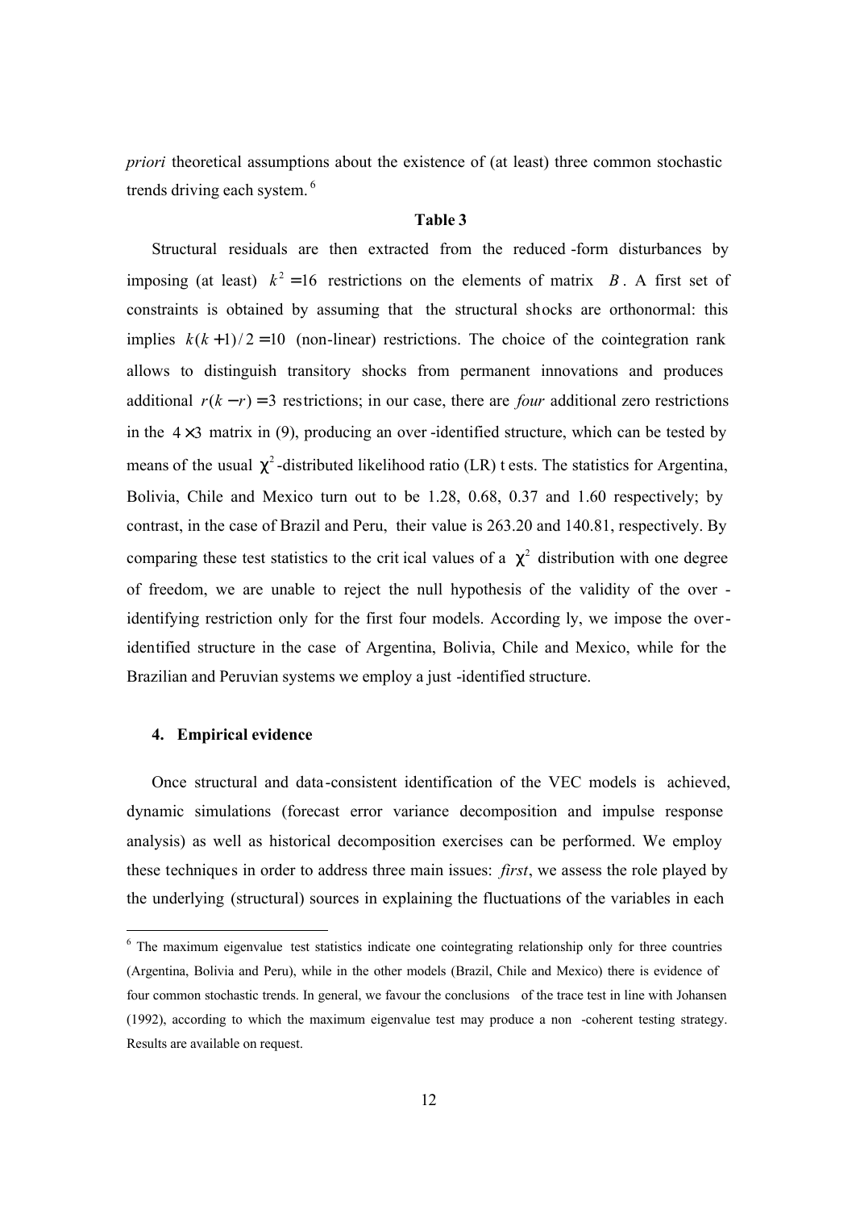*priori* theoretical assumptions about the existence of (at least) three common stochastic trends driving each system.[6]

**Table 3**

Structural residuals are then extracted from the reduced-form disturbances by imposing (at least) $k^2 = 16$ restrictions on the elements of matrix $B$. A first set of constraints is obtained by assuming that the structural shocks are orthonormal: this implies $k(k+1)/2 = 10$ (non-linear) restrictions. The choice of the cointegration rank allows to distinguish transitory shocks from permanent innovations and produces additional $r(k-r) = 3$ restrictions; in our case, there are *four* additional zero restrictions in the $4 \times 3$ matrix in (9), producing an over-identified structure, which can be tested by means of the usual $\chi^2$-distributed likelihood ratio (LR) tests. The statistics for Argentina, Bolivia, Chile and Mexico turn out to be 1.28, 0.68, 0.37 and 1.60 respectively; by contrast, in the case of Brazil and Peru, their value is 263.20 and 140.81, respectively. By comparing these test statistics to the critical values of a $\chi^2$ distribution with one degree of freedom, we are unable to reject the null hypothesis of the validity of the over-identifying restriction only for the first four models. Accordingly, we impose the over-identified structure in the case of Argentina, Bolivia, Chile and Mexico, while for the Brazilian and Peruvian systems we employ a just-identified structure.

## 4. Empirical evidence

Once structural and data-consistent identification of the VEC models is achieved, dynamic simulations (forecast error variance decomposition and impulse response analysis) as well as historical decomposition exercises can be performed. We employ these techniques in order to address three main issues: *first*, we assess the role played by the underlying (structural) sources in explaining the fluctuations of the variables in each

[6] The maximum eigenvalue test statistics indicate one cointegrating relationship only for three countries (Argentina, Bolivia and Peru), while in the other models (Brazil, Chile and Mexico) there is evidence of four common stochastic trends. In general, we favour the conclusions of the trace test in line with Johansen (1992), according to which the maximum eigenvalue test may produce a non-coherent testing strategy. Results are available on request.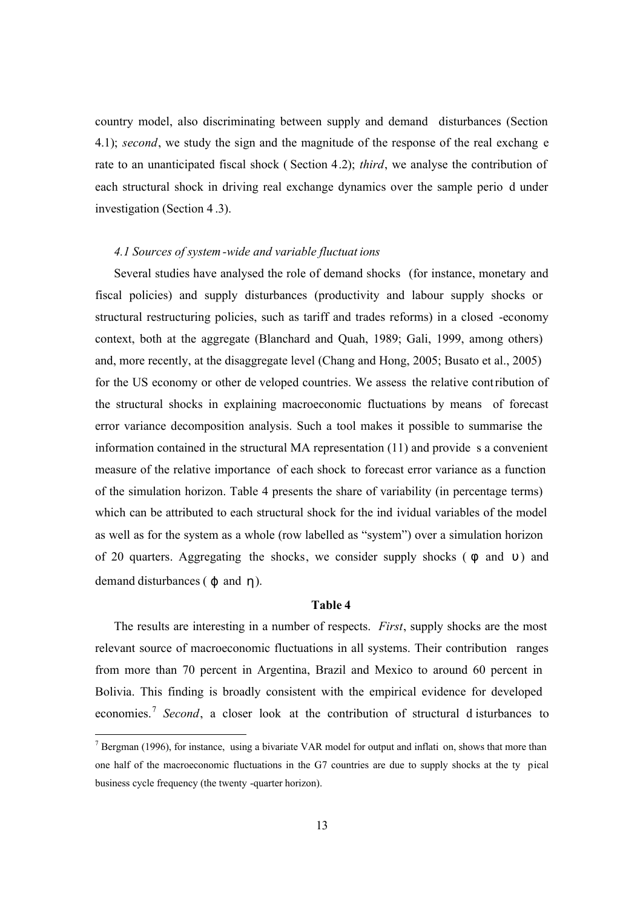country model, also discriminating between supply and demand disturbances (Section 4.1); *second*, we study the sign and the magnitude of the response of the real exchange rate to an unanticipated fiscal shock (Section 4.2); *third*, we analyse the contribution of each structural shock in driving real exchange dynamics over the sample period under investigation (Section 4.3).

### *4.1 Sources of system-wide and variable fluctuations*

Several studies have analysed the role of demand shocks (for instance, monetary and fiscal policies) and supply disturbances (productivity and labour supply shocks or structural restructuring policies, such as tariff and trades reforms) in a closed-economy context, both at the aggregate (Blanchard and Quah, 1989; Gali, 1999, among others) and, more recently, at the disaggregate level (Chang and Hong, 2005; Busato et al., 2005) for the US economy or other developed countries. We assess the relative contribution of the structural shocks in explaining macroeconomic fluctuations by means of forecast error variance decomposition analysis. Such a tool makes it possible to summarise the information contained in the structural MA representation (11) and provides a convenient measure of the relative importance of each shock to forecast error variance as a function of the simulation horizon. Table 4 presents the share of variability (in percentage terms) which can be attributed to each structural shock for the individual variables of the model as well as for the system as a whole (row labelled as "system") over a simulation horizon of 20 quarters. Aggregating the shocks, we consider supply shocks ($\phi$ and $\upsilon$) and demand disturbances ($\varphi$ and $\eta$).

**Table 4**

The results are interesting in a number of respects. *First*, supply shocks are the most relevant source of macroeconomic fluctuations in all systems. Their contribution ranges from more than 70 percent in Argentina, Brazil and Mexico to around 60 percent in Bolivia. This finding is broadly consistent with the empirical evidence for developed economies.[7] *Second*, a closer look at the contribution of structural disturbances to

[7] Bergman (1996), for instance, using a bivariate VAR model for output and inflation, shows that more than one half of the macroeconomic fluctuations in the G7 countries are due to supply shocks at the typical business cycle frequency (the twenty-quarter horizon).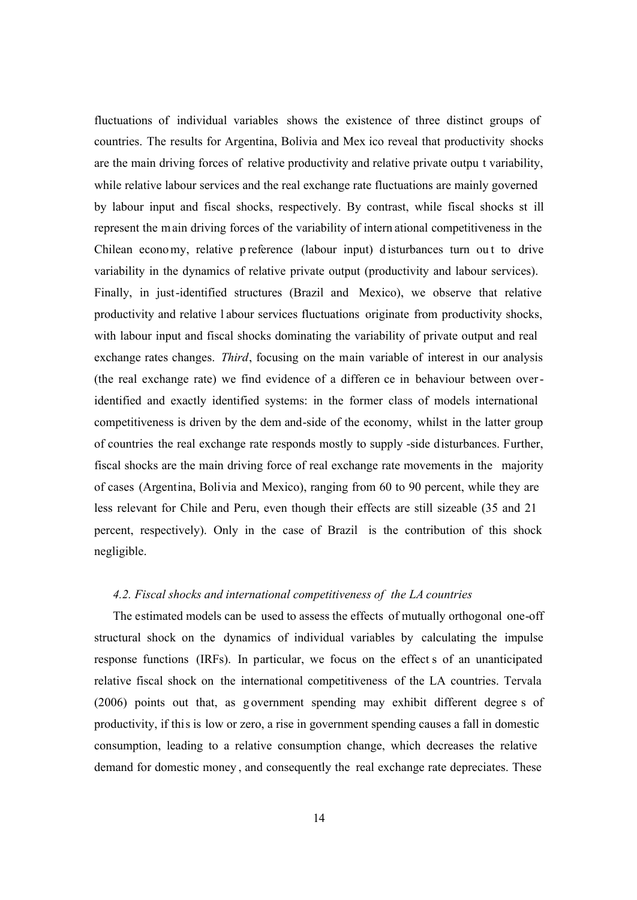fluctuations of individual variables shows the existence of three distinct groups of countries. The results for Argentina, Bolivia and Mexico reveal that productivity shocks are the main driving forces of relative productivity and relative private output variability, while relative labour services and the real exchange rate fluctuations are mainly governed by labour input and fiscal shocks, respectively. By contrast, while fiscal shocks still represent the main driving forces of the variability of international competitiveness in the Chilean economy, relative preference (labour input) disturbances turn out to drive variability in the dynamics of relative private output (productivity and labour services). Finally, in just-identified structures (Brazil and Mexico), we observe that relative productivity and relative labour services fluctuations originate from productivity shocks, with labour input and fiscal shocks dominating the variability of private output and real exchange rates changes. *Third*, focusing on the main variable of interest in our analysis (the real exchange rate) we find evidence of a difference in behaviour between over-identified and exactly identified systems: in the former class of models international competitiveness is driven by the demand-side of the economy, whilst in the latter group of countries the real exchange rate responds mostly to supply-side disturbances. Further, fiscal shocks are the main driving force of real exchange rate movements in the majority of cases (Argentina, Bolivia and Mexico), ranging from 60 to 90 percent, while they are less relevant for Chile and Peru, even though their effects are still sizeable (35 and 21 percent, respectively). Only in the case of Brazil is the contribution of this shock negligible.

### *4.2. Fiscal shocks and international competitiveness of the LA countries*

The estimated models can be used to assess the effects of mutually orthogonal one-off structural shock on the dynamics of individual variables by calculating the impulse response functions (IRFs). In particular, we focus on the effects of an unanticipated relative fiscal shock on the international competitiveness of the LA countries. Tervala (2006) points out that, as government spending may exhibit different degrees of productivity, if this is low or zero, a rise in government spending causes a fall in domestic consumption, leading to a relative consumption change, which decreases the relative demand for domestic money, and consequently the real exchange rate depreciates. These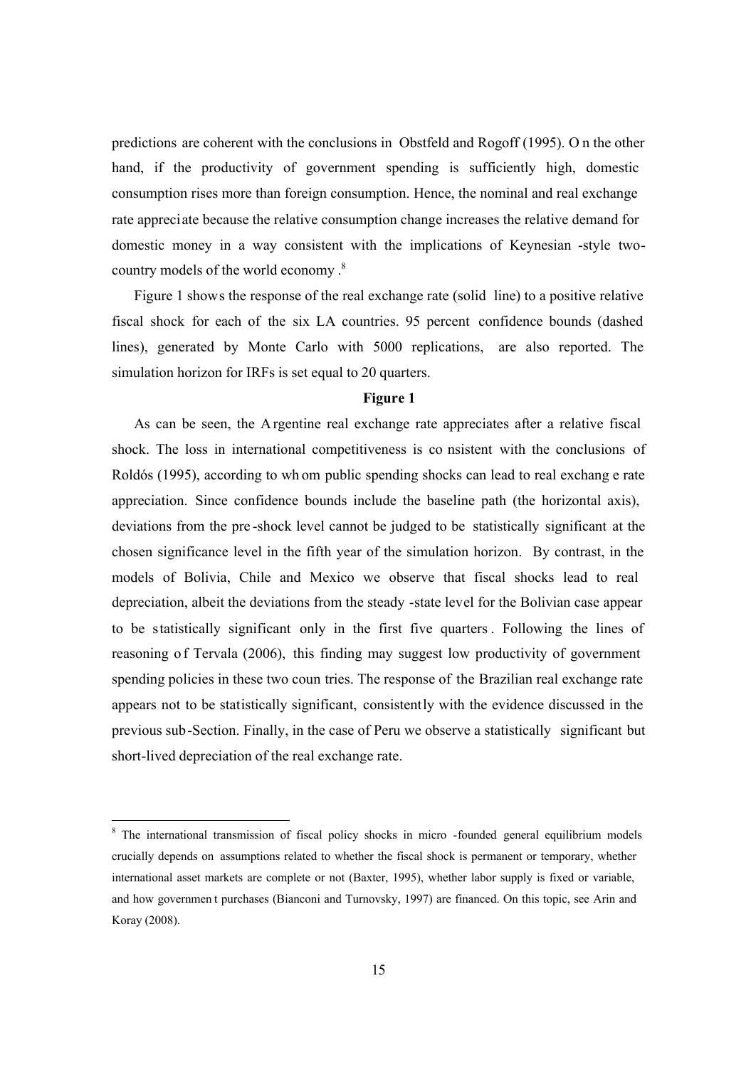predictions are coherent with the conclusions in Obstfeld and Rogoff (1995). On the other hand, if the productivity of government spending is sufficiently high, domestic consumption rises more than foreign consumption. Hence, the nominal and real exchange rate appreciate because the relative consumption change increases the relative demand for domestic money in a way consistent with the implications of Keynesian-style two-country models of the world economy.[8]

Figure 1 shows the response of the real exchange rate (solid line) to a positive relative fiscal shock for each of the six LA countries. 95 percent confidence bounds (dashed lines), generated by Monte Carlo with 5000 replications, are also reported. The simulation horizon for IRFs is set equal to 20 quarters.

**Figure 1**

As can be seen, the Argentine real exchange rate appreciates after a relative fiscal shock. The loss in international competitiveness is consistent with the conclusions of Roldós (1995), according to whom public spending shocks can lead to real exchange rate appreciation. Since confidence bounds include the baseline path (the horizontal axis), deviations from the pre-shock level cannot be judged to be statistically significant at the chosen significance level in the fifth year of the simulation horizon. By contrast, in the models of Bolivia, Chile and Mexico we observe that fiscal shocks lead to real depreciation, albeit the deviations from the steady-state level for the Bolivian case appear to be statistically significant only in the first five quarters. Following the lines of reasoning of Tervala (2006), this finding may suggest low productivity of government spending policies in these two countries. The response of the Brazilian real exchange rate appears not to be statistically significant, consistently with the evidence discussed in the previous sub-Section. Finally, in the case of Peru we observe a statistically significant but short-lived depreciation of the real exchange rate.

[8] The international transmission of fiscal policy shocks in micro-founded general equilibrium models crucially depends on assumptions related to whether the fiscal shock is permanent or temporary, whether international asset markets are complete or not (Baxter, 1995), whether labor supply is fixed or variable, and how government purchases (Bianconi and Turnovsky, 1997) are financed. On this topic, see Arin and Koray (2008).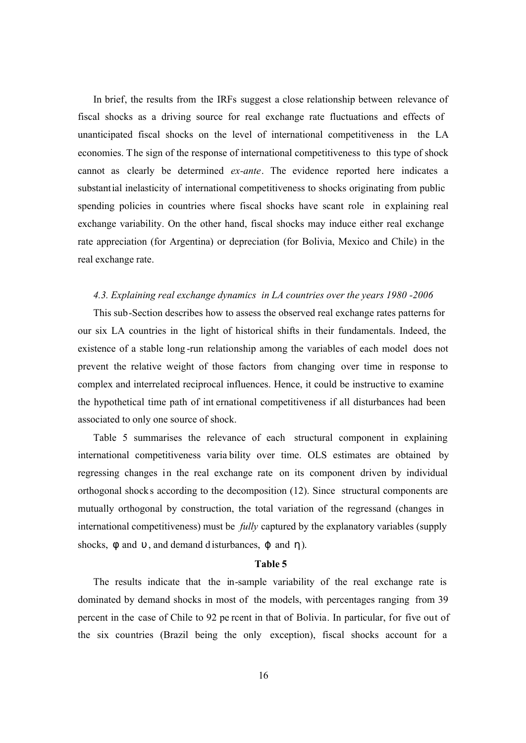In brief, the results from the IRFs suggest a close relationship between relevance of fiscal shocks as a driving source for real exchange rate fluctuations and effects of unanticipated fiscal shocks on the level of international competitiveness in the LA economies. The sign of the response of international competitiveness to this type of shock cannot as clearly be determined *ex-ante*. The evidence reported here indicates a substantial inelasticity of international competitiveness to shocks originating from public spending policies in countries where fiscal shocks have scant role in explaining real exchange variability. On the other hand, fiscal shocks may induce either real exchange rate appreciation (for Argentina) or depreciation (for Bolivia, Mexico and Chile) in the real exchange rate.

### *4.3. Explaining real exchange dynamics in LA countries over the years 1980 -2006*

This sub-Section describes how to assess the observed real exchange rates patterns for our six LA countries in the light of historical shifts in their fundamentals. Indeed, the existence of a stable long-run relationship among the variables of each model does not prevent the relative weight of those factors from changing over time in response to complex and interrelated reciprocal influences. Hence, it could be instructive to examine the hypothetical time path of international competitiveness if all disturbances had been associated to only one source of shock.

Table 5 summarises the relevance of each structural component in explaining international competitiveness variability over time. OLS estimates are obtained by regressing changes in the real exchange rate on its component driven by individual orthogonal shocks according to the decomposition (12). Since structural components are mutually orthogonal by construction, the total variation of the regressand (changes in international competitiveness) must be *fully* captured by the explanatory variables (supply shocks, $\phi$ and $\upsilon$, and demand disturbances, $\varphi$ and $\eta$).

**Table 5**

The results indicate that the in-sample variability of the real exchange rate is dominated by demand shocks in most of the models, with percentages ranging from 39 percent in the case of Chile to 92 percent in that of Bolivia. In particular, for five out of the six countries (Brazil being the only exception), fiscal shocks account for a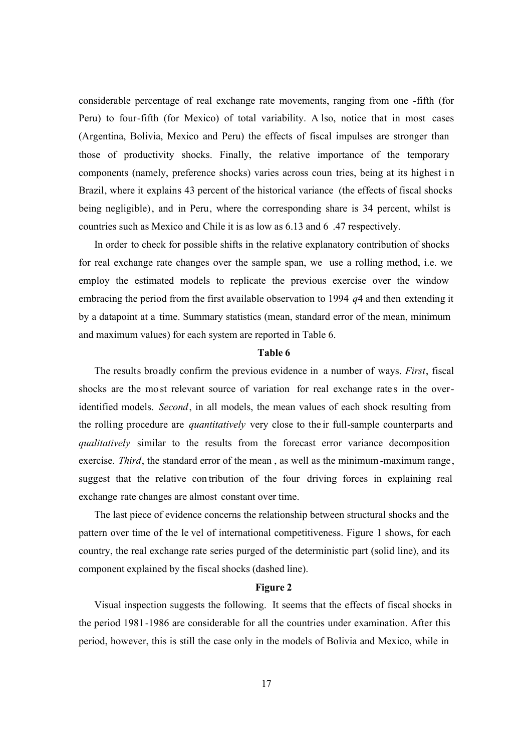considerable percentage of real exchange rate movements, ranging from one-fifth (for Peru) to four-fifth (for Mexico) of total variability. Also, notice that in most cases (Argentina, Bolivia, Mexico and Peru) the effects of fiscal impulses are stronger than those of productivity shocks. Finally, the relative importance of the temporary components (namely, preference shocks) varies across countries, being at its highest in Brazil, where it explains 43 percent of the historical variance (the effects of fiscal shocks being negligible), and in Peru, where the corresponding share is 34 percent, whilst is countries such as Mexico and Chile it is as low as 6.13 and 6.47 respectively.

In order to check for possible shifts in the relative explanatory contribution of shocks for real exchange rate changes over the sample span, we use a rolling method, i.e. we employ the estimated models to replicate the previous exercise over the window embracing the period from the first available observation to 1994 *q*4 and then extending it by a datapoint at a time. Summary statistics (mean, standard error of the mean, minimum and maximum values) for each system are reported in Table 6.

**Table 6**

The results broadly confirm the previous evidence in a number of ways. *First*, fiscal shocks are the most relevant source of variation for real exchange rates in the over-identified models. *Second*, in all models, the mean values of each shock resulting from the rolling procedure are *quantitatively* very close to their full-sample counterparts and *qualitatively* similar to the results from the forecast error variance decomposition exercise. *Third*, the standard error of the mean, as well as the minimum-maximum range, suggest that the relative contribution of the four driving forces in explaining real exchange rate changes are almost constant over time.

The last piece of evidence concerns the relationship between structural shocks and the pattern over time of the level of international competitiveness. Figure 1 shows, for each country, the real exchange rate series purged of the deterministic part (solid line), and its component explained by the fiscal shocks (dashed line).

**Figure 2**

Visual inspection suggests the following. It seems that the effects of fiscal shocks in the period 1981-1986 are considerable for all the countries under examination. After this period, however, this is still the case only in the models of Bolivia and Mexico, while in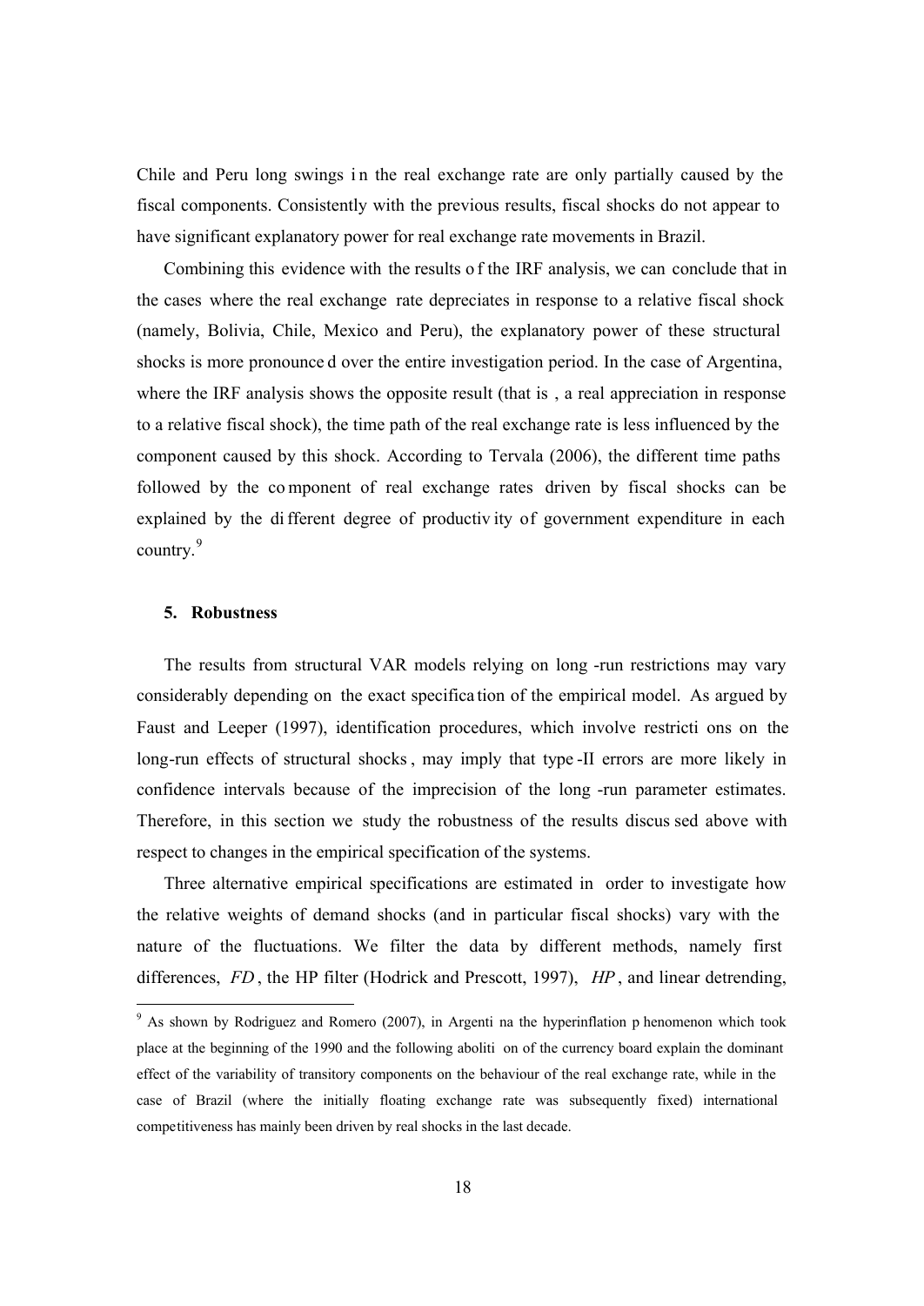Chile and Peru long swings in the real exchange rate are only partially caused by the fiscal components. Consistently with the previous results, fiscal shocks do not appear to have significant explanatory power for real exchange rate movements in Brazil.

Combining this evidence with the results of the IRF analysis, we can conclude that in the cases where the real exchange rate depreciates in response to a relative fiscal shock (namely, Bolivia, Chile, Mexico and Peru), the explanatory power of these structural shocks is more pronounced over the entire investigation period. In the case of Argentina, where the IRF analysis shows the opposite result (that is, a real appreciation in response to a relative fiscal shock), the time path of the real exchange rate is less influenced by the component caused by this shock. According to Tervala (2006), the different time paths followed by the component of real exchange rates driven by fiscal shocks can be explained by the different degree of productivity of government expenditure in each country.[9]

## 5. Robustness

The results from structural VAR models relying on long-run restrictions may vary considerably depending on the exact specification of the empirical model. As argued by Faust and Leeper (1997), identification procedures, which involve restrictions on the long-run effects of structural shocks, may imply that type-II errors are more likely in confidence intervals because of the imprecision of the long-run parameter estimates. Therefore, in this section we study the robustness of the results discussed above with respect to changes in the empirical specification of the systems.

Three alternative empirical specifications are estimated in order to investigate how the relative weights of demand shocks (and in particular fiscal shocks) vary with the nature of the fluctuations. We filter the data by different methods, namely first differences, *FD*, the HP filter (Hodrick and Prescott, 1997), *HP*, and linear detrending,

---

[9] As shown by Rodriguez and Romero (2007), in Argentina the hyperinflation phenomenon which took place at the beginning of the 1990 and the following abolition of the currency board explain the dominant effect of the variability of transitory components on the behaviour of the real exchange rate, while in the case of Brazil (where the initially floating exchange rate was subsequently fixed) international competitiveness has mainly been driven by real shocks in the last decade.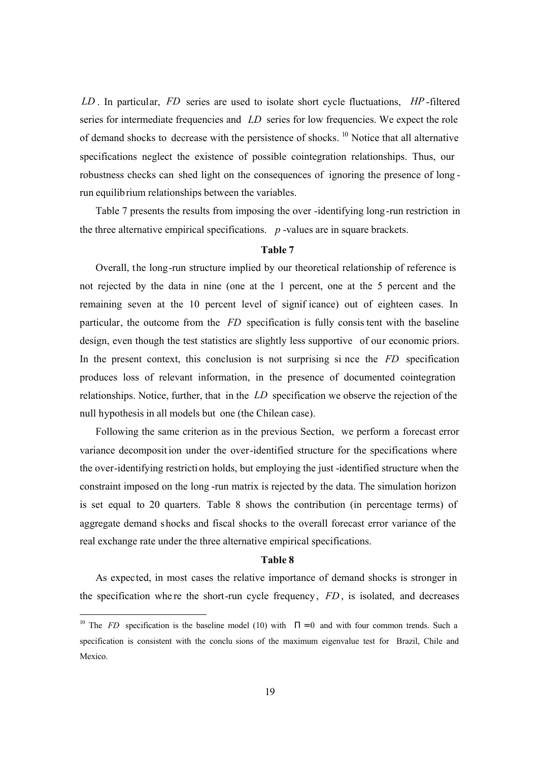$LD$. In particular, $FD$ series are used to isolate short cycle fluctuations, $HP$-filtered series for intermediate frequencies and $LD$ series for low frequencies. We expect the role of demand shocks to decrease with the persistence of shocks. [10] Notice that all alternative specifications neglect the existence of possible cointegration relationships. Thus, our robustness checks can shed light on the consequences of ignoring the presence of long-run equilibrium relationships between the variables.

Table 7 presents the results from imposing the over-identifying long-run restriction in the three alternative empirical specifications. $p$-values are in square brackets.

**Table 7**

Overall, the long-run structure implied by our theoretical relationship of reference is not rejected by the data in nine (one at the 1 percent, one at the 5 percent and the remaining seven at the 10 percent level of significance) out of eighteen cases. In particular, the outcome from the $FD$ specification is fully consistent with the baseline design, even though the test statistics are slightly less supportive of our economic priors. In the present context, this conclusion is not surprising since the $FD$ specification produces loss of relevant information, in the presence of documented cointegration relationships. Notice, further, that in the $LD$ specification we observe the rejection of the null hypothesis in all models but one (the Chilean case).

Following the same criterion as in the previous Section, we perform a forecast error variance decomposition under the over-identified structure for the specifications where the over-identifying restriction holds, but employing the just-identified structure when the constraint imposed on the long-run matrix is rejected by the data. The simulation horizon is set equal to 20 quarters. Table 8 shows the contribution (in percentage terms) of aggregate demand shocks and fiscal shocks to the overall forecast error variance of the real exchange rate under the three alternative empirical specifications.

**Table 8**

As expected, in most cases the relative importance of demand shocks is stronger in the specification where the short-run cycle frequency, $FD$, is isolated, and decreases

[10] The $FD$ specification is the baseline model (10) with $\Pi = 0$ and with four common trends. Such a specification is consistent with the conclusions of the maximum eigenvalue test for Brazil, Chile and Mexico.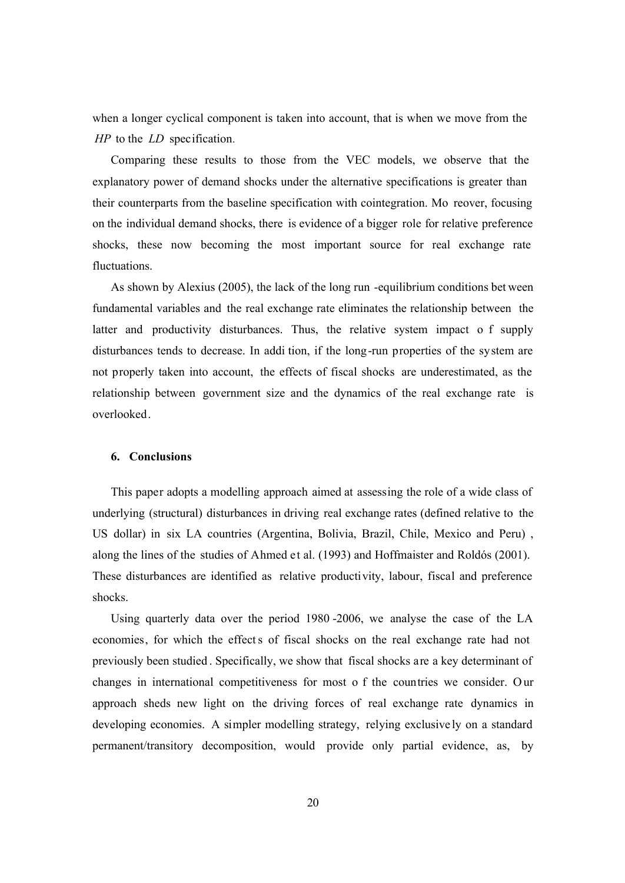when a longer cyclical component is taken into account, that is when we move from the *HP* to the *LD* specification.

Comparing these results to those from the VEC models, we observe that the explanatory power of demand shocks under the alternative specifications is greater than their counterparts from the baseline specification with cointegration. Moreover, focusing on the individual demand shocks, there is evidence of a bigger role for relative preference shocks, these now becoming the most important source for real exchange rate fluctuations.

As shown by Alexius (2005), the lack of the long run-equilibrium conditions between fundamental variables and the real exchange rate eliminates the relationship between the latter and productivity disturbances. Thus, the relative system impact of supply disturbances tends to decrease. In addition, if the long-run properties of the system are not properly taken into account, the effects of fiscal shocks are underestimated, as the relationship between government size and the dynamics of the real exchange rate is overlooked.

## 6. Conclusions

This paper adopts a modelling approach aimed at assessing the role of a wide class of underlying (structural) disturbances in driving real exchange rates (defined relative to the US dollar) in six LA countries (Argentina, Bolivia, Brazil, Chile, Mexico and Peru), along the lines of the studies of Ahmed et al. (1993) and Hoffmaister and Roldós (2001). These disturbances are identified as relative productivity, labour, fiscal and preference shocks.

Using quarterly data over the period 1980-2006, we analyse the case of the LA economies, for which the effects of fiscal shocks on the real exchange rate had not previously been studied. Specifically, we show that fiscal shocks are a key determinant of changes in international competitiveness for most of the countries we consider. Our approach sheds new light on the driving forces of real exchange rate dynamics in developing economies. A simpler modelling strategy, relying exclusively on a standard permanent/transitory decomposition, would provide only partial evidence, as, by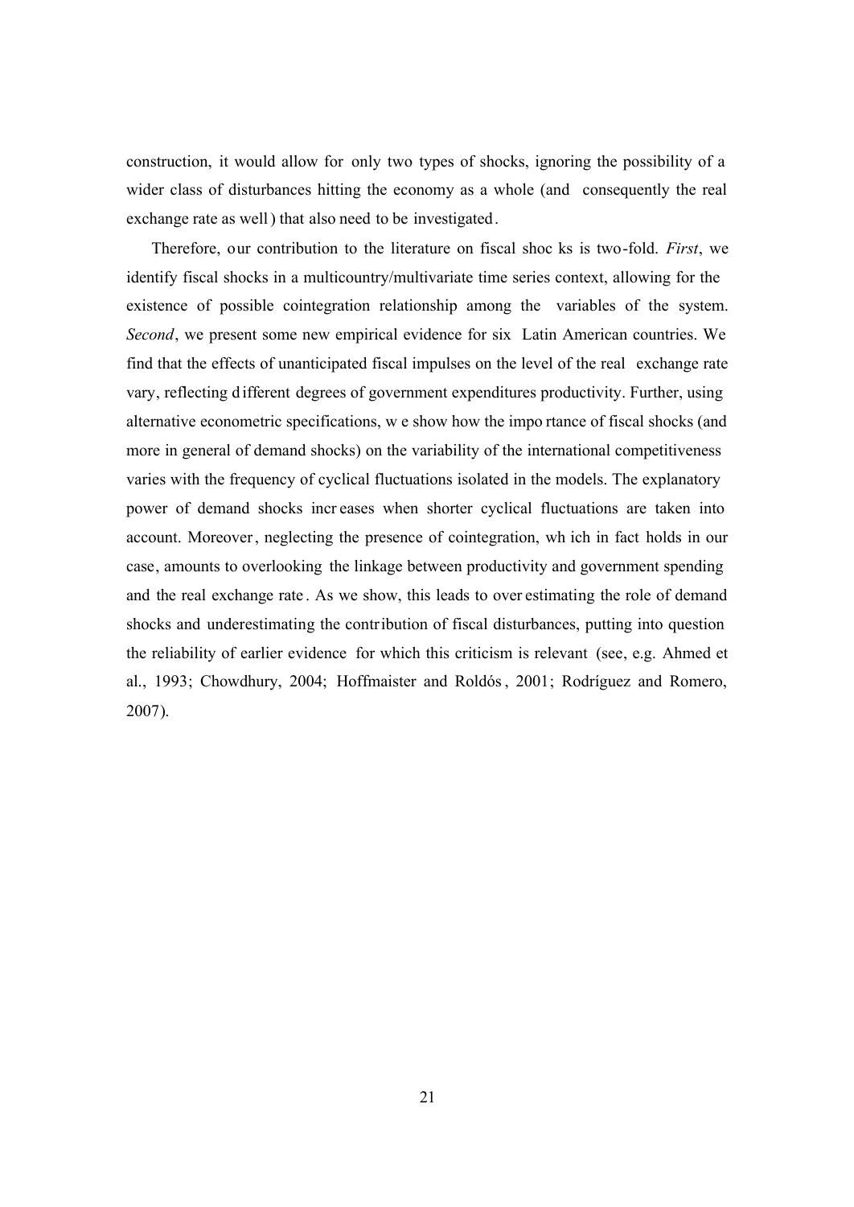construction, it would allow for only two types of shocks, ignoring the possibility of a wider class of disturbances hitting the economy as a whole (and consequently the real exchange rate as well) that also need to be investigated.

Therefore, our contribution to the literature on fiscal shocks is two-fold. *First*, we identify fiscal shocks in a multicountry/multivariate time series context, allowing for the existence of possible cointegration relationship among the variables of the system. *Second*, we present some new empirical evidence for six Latin American countries. We find that the effects of unanticipated fiscal impulses on the level of the real exchange rate vary, reflecting different degrees of government expenditures productivity. Further, using alternative econometric specifications, we show how the importance of fiscal shocks (and more in general of demand shocks) on the variability of the international competitiveness varies with the frequency of cyclical fluctuations isolated in the models. The explanatory power of demand shocks increases when shorter cyclical fluctuations are taken into account. Moreover, neglecting the presence of cointegration, which in fact holds in our case, amounts to overlooking the linkage between productivity and government spending and the real exchange rate. As we show, this leads to overestimating the role of demand shocks and underestimating the contribution of fiscal disturbances, putting into question the reliability of earlier evidence for which this criticism is relevant (see, e.g. Ahmed et al., 1993; Chowdhury, 2004; Hoffmaister and Roldós, 2001; Rodríguez and Romero, 2007).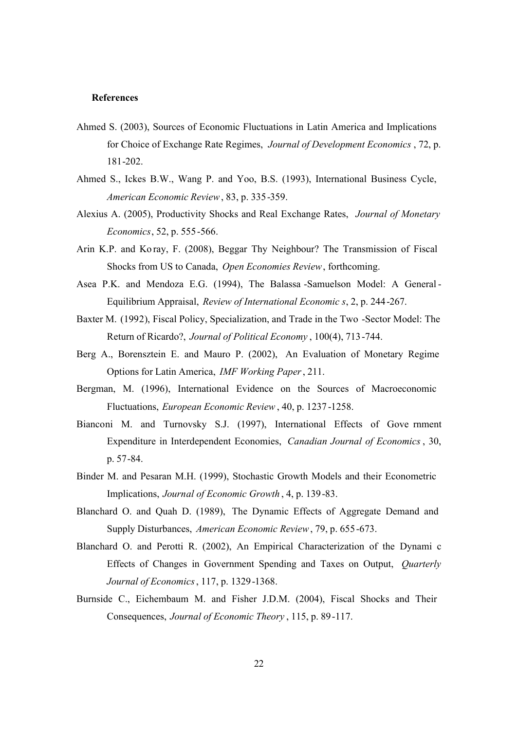**References**

Ahmed S. (2003), Sources of Economic Fluctuations in Latin America and Implications for Choice of Exchange Rate Regimes, *Journal of Development Economics*, 72, p. 181-202.

Ahmed S., Ickes B.W., Wang P. and Yoo, B.S. (1993), International Business Cycle, *American Economic Review*, 83, p. 335-359.

Alexius A. (2005), Productivity Shocks and Real Exchange Rates, *Journal of Monetary Economics*, 52, p. 555-566.

Arin K.P. and Koray, F. (2008), Beggar Thy Neighbour? The Transmission of Fiscal Shocks from US to Canada, *Open Economies Review*, forthcoming.

Asea P.K. and Mendoza E.G. (1994), The Balassa-Samuelson Model: A General-Equilibrium Appraisal, *Review of International Economics*, 2, p. 244-267.

Baxter M. (1992), Fiscal Policy, Specialization, and Trade in the Two-Sector Model: The Return of Ricardo?, *Journal of Political Economy*, 100(4), 713-744.

Berg A., Borensztein E. and Mauro P. (2002), An Evaluation of Monetary Regime Options for Latin America, *IMF Working Paper*, 211.

Bergman, M. (1996), International Evidence on the Sources of Macroeconomic Fluctuations, *European Economic Review*, 40, p. 1237-1258.

Bianconi M. and Turnovsky S.J. (1997), International Effects of Government Expenditure in Interdependent Economies, *Canadian Journal of Economics*, 30, p. 57-84.

Binder M. and Pesaran M.H. (1999), Stochastic Growth Models and their Econometric Implications, *Journal of Economic Growth*, 4, p. 139-83.

Blanchard O. and Quah D. (1989), The Dynamic Effects of Aggregate Demand and Supply Disturbances, *American Economic Review*, 79, p. 655-673.

Blanchard O. and Perotti R. (2002), An Empirical Characterization of the Dynamic Effects of Changes in Government Spending and Taxes on Output, *Quarterly Journal of Economics*, 117, p. 1329-1368.

Burnside C., Eichembaum M. and Fisher J.D.M. (2004), Fiscal Shocks and Their Consequences, *Journal of Economic Theory*, 115, p. 89-117.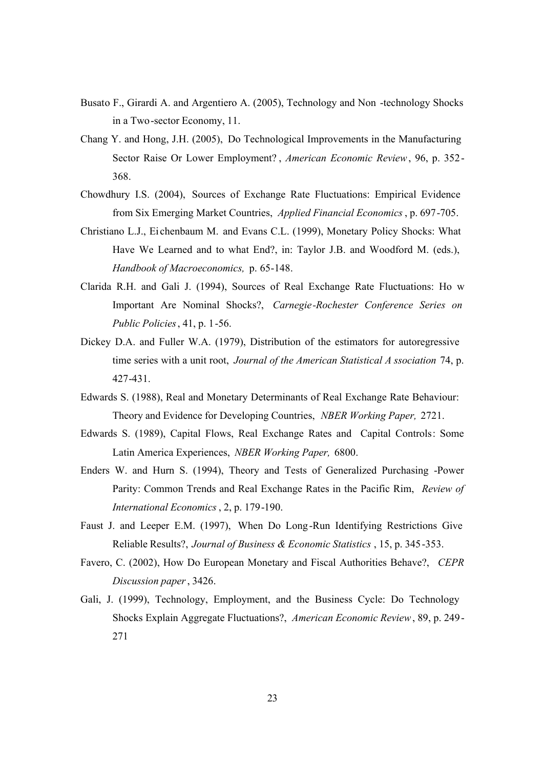Busato F., Girardi A. and Argentiero A. (2005), Technology and Non -technology Shocks in a Two-sector Economy, 11.

Chang Y. and Hong, J.H. (2005), Do Technological Improvements in the Manufacturing Sector Raise Or Lower Employment? , *American Economic Review*, 96, p. 352-368.

Chowdhury I.S. (2004), Sources of Exchange Rate Fluctuations: Empirical Evidence from Six Emerging Market Countries, *Applied Financial Economics*, p. 697-705.

Christiano L.J., Eichenbaum M. and Evans C.L. (1999), Monetary Policy Shocks: What Have We Learned and to what End?, in: Taylor J.B. and Woodford M. (eds.), *Handbook of Macroeconomics,* p. 65-148.

Clarida R.H. and Gali J. (1994), Sources of Real Exchange Rate Fluctuations: Ho w Important Are Nominal Shocks?, *Carnegie-Rochester Conference Series on Public Policies*, 41, p. 1-56.

Dickey D.A. and Fuller W.A. (1979), Distribution of the estimators for autoregressive time series with a unit root, *Journal of the American Statistical A ssociation* 74, p. 427-431.

Edwards S. (1988), Real and Monetary Determinants of Real Exchange Rate Behaviour: Theory and Evidence for Developing Countries, *NBER Working Paper,* 2721.

Edwards S. (1989), Capital Flows, Real Exchange Rates and Capital Controls: Some Latin America Experiences, *NBER Working Paper,* 6800.

Enders W. and Hurn S. (1994), Theory and Tests of Generalized Purchasing -Power Parity: Common Trends and Real Exchange Rates in the Pacific Rim, *Review of International Economics*, 2, p. 179-190.

Faust J. and Leeper E.M. (1997), When Do Long-Run Identifying Restrictions Give Reliable Results?, *Journal of Business & Economic Statistics*, 15, p. 345-353.

Favero, C. (2002), How Do European Monetary and Fiscal Authorities Behave?, *CEPR Discussion paper*, 3426.

Gali, J. (1999), Technology, Employment, and the Business Cycle: Do Technology Shocks Explain Aggregate Fluctuations?, *American Economic Review*, 89, p. 249-271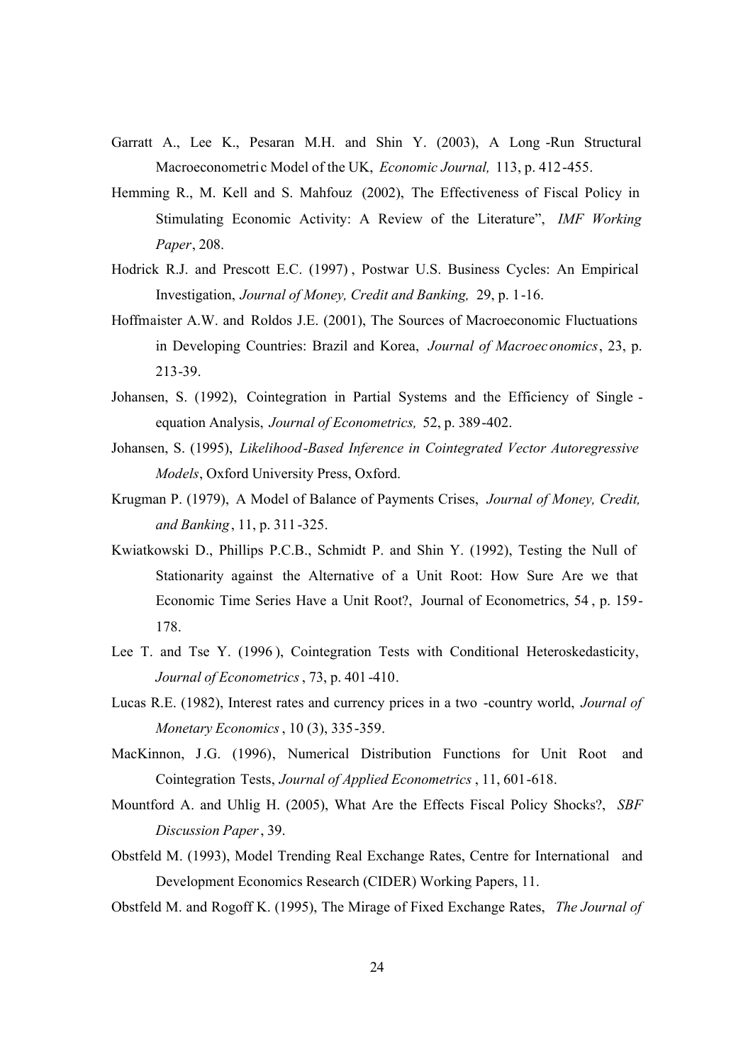Garratt A., Lee K., Pesaran M.H. and Shin Y. (2003), A Long-Run Structural Macroeconometric Model of the UK, *Economic Journal,* 113, p. 412-455.

Hemming R., M. Kell and S. Mahfouz (2002), The Effectiveness of Fiscal Policy in Stimulating Economic Activity: A Review of the Literature", *IMF Working Paper*, 208.

Hodrick R.J. and Prescott E.C. (1997), Postwar U.S. Business Cycles: An Empirical Investigation, *Journal of Money, Credit and Banking,* 29, p. 1-16.

Hoffmaister A.W. and Roldos J.E. (2001), The Sources of Macroeconomic Fluctuations in Developing Countries: Brazil and Korea, *Journal of Macroeconomics*, 23, p. 213-39.

Johansen, S. (1992), Cointegration in Partial Systems and the Efficiency of Single-equation Analysis, *Journal of Econometrics,* 52, p. 389-402.

Johansen, S. (1995), *Likelihood-Based Inference in Cointegrated Vector Autoregressive Models*, Oxford University Press, Oxford.

Krugman P. (1979), A Model of Balance of Payments Crises, *Journal of Money, Credit, and Banking*, 11, p. 311-325.

Kwiatkowski D., Phillips P.C.B., Schmidt P. and Shin Y. (1992), Testing the Null of Stationarity against the Alternative of a Unit Root: How Sure Are we that Economic Time Series Have a Unit Root?, Journal of Econometrics, 54, p. 159-178.

Lee T. and Tse Y. (1996), Cointegration Tests with Conditional Heteroskedasticity, *Journal of Econometrics*, 73, p. 401-410.

Lucas R.E. (1982), Interest rates and currency prices in a two-country world, *Journal of Monetary Economics*, 10 (3), 335-359.

MacKinnon, J.G. (1996), Numerical Distribution Functions for Unit Root and Cointegration Tests, *Journal of Applied Econometrics*, 11, 601-618.

Mountford A. and Uhlig H. (2005), What Are the Effects Fiscal Policy Shocks?, *SBF Discussion Paper*, 39.

Obstfeld M. (1993), Model Trending Real Exchange Rates, Centre for International and Development Economics Research (CIDER) Working Papers, 11.

Obstfeld M. and Rogoff K. (1995), The Mirage of Fixed Exchange Rates, *The Journal of*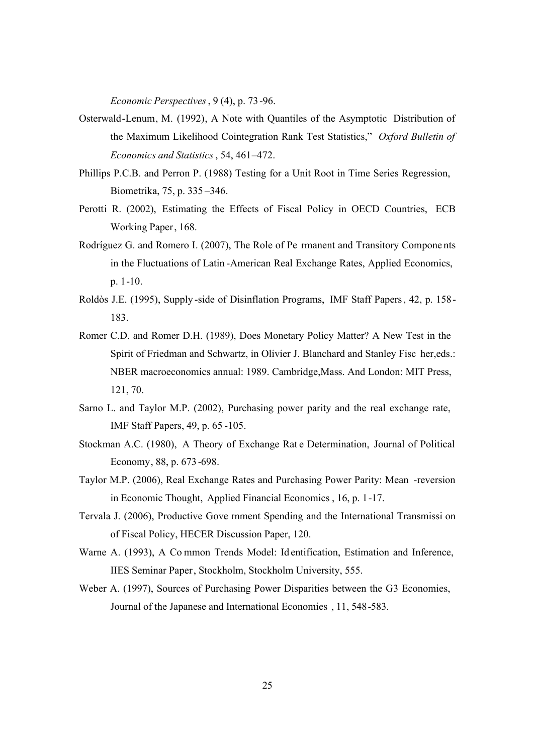*Economic Perspectives*, 9 (4), p. 73-96.

Osterwald-Lenum, M. (1992), A Note with Quantiles of the Asymptotic Distribution of the Maximum Likelihood Cointegration Rank Test Statistics," *Oxford Bulletin of Economics and Statistics*, 54, 461–472.

Phillips P.C.B. and Perron P. (1988) Testing for a Unit Root in Time Series Regression, Biometrika, 75, p. 335–346.

Perotti R. (2002), Estimating the Effects of Fiscal Policy in OECD Countries, ECB Working Paper, 168.

Rodríguez G. and Romero I. (2007), The Role of Permanent and Transitory Components in the Fluctuations of Latin-American Real Exchange Rates, Applied Economics, p. 1-10.

Roldòs J.E. (1995), Supply-side of Disinflation Programs, IMF Staff Papers, 42, p. 158-183.

Romer C.D. and Romer D.H. (1989), Does Monetary Policy Matter? A New Test in the Spirit of Friedman and Schwartz, in Olivier J. Blanchard and Stanley Fischer, eds.: NBER macroeconomics annual: 1989. Cambridge, Mass. And London: MIT Press, 121, 70.

Sarno L. and Taylor M.P. (2002), Purchasing power parity and the real exchange rate, IMF Staff Papers, 49, p. 65-105.

Stockman A.C. (1980), A Theory of Exchange Rate Determination, Journal of Political Economy, 88, p. 673-698.

Taylor M.P. (2006), Real Exchange Rates and Purchasing Power Parity: Mean-reversion in Economic Thought, Applied Financial Economics, 16, p. 1-17.

Tervala J. (2006), Productive Government Spending and the International Transmission of Fiscal Policy, HECER Discussion Paper, 120.

Warne A. (1993), A Common Trends Model: Identification, Estimation and Inference, IIES Seminar Paper, Stockholm, Stockholm University, 555.

Weber A. (1997), Sources of Purchasing Power Disparities between the G3 Economies, Journal of the Japanese and International Economies, 11, 548-583.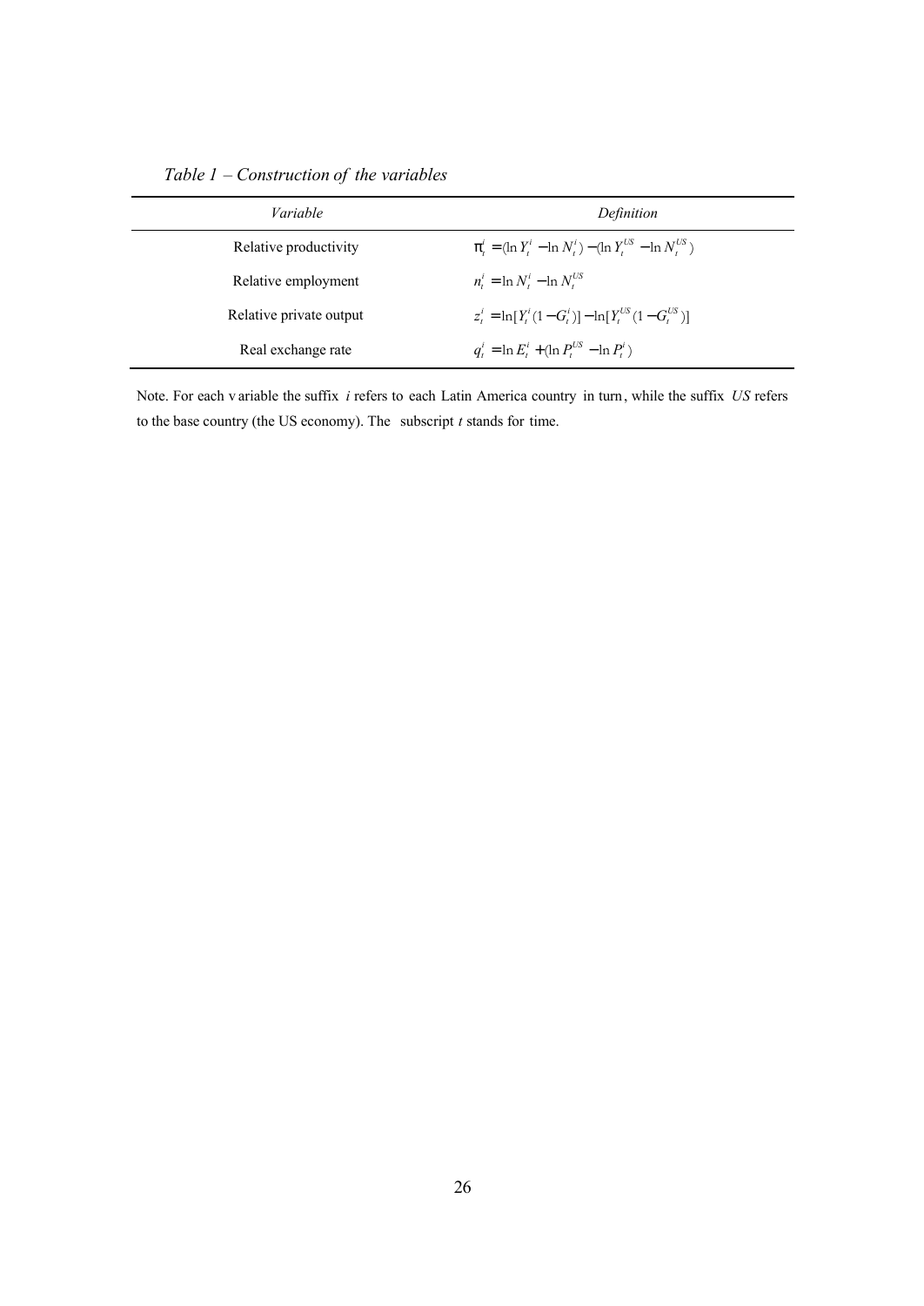*Table 1 – Construction of the variables*

| *Variable* | *Definition* |
| --- | --- |
| Relative productivity | $\pi_t^i = (\ln Y_t^i - \ln N_t^i) - (\ln Y_t^{US} - \ln N_t^{US})$ |
| Relative employment | $n_t^i = \ln N_t^i - \ln N_t^{US}$ |
| Relative private output | $z_t^i = \ln[Y_t^i(1 - G_t^i)] - \ln[Y_t^{US}(1 - G_t^{US})]$ |
| Real exchange rate | $q_t^i = \ln E_t^i + (\ln P_t^{US} - \ln P_t^i)$ |

Note. For each variable the suffix *i* refers to each Latin America country in turn, while the suffix *US* refers to the base country (the US economy). The subscript *t* stands for time.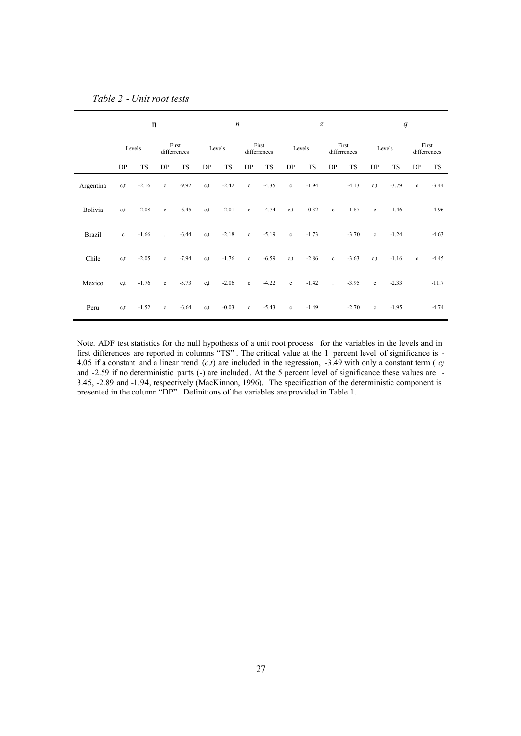*Table 2 - Unit root tests*

| | $\pi$ | | | | $n$ | | | | $z$ | | | | $q$ | | | |
|---|---|---|---|---|---|---|---|---|---|---|---|---|---|---|---|---|
| | Levels | | First differrences | | Levels | | First differrences | | Levels | | First differrences | | Levels | | First differrences | |
| | DP | TS | DP | TS | DP | TS | DP | TS | DP | TS | DP | TS | DP | TS | DP | TS |
| Argentina | c,t | -2.16 | c | -9.92 | c,t | -2.42 | c | -4.35 | c | -1.94 | . | -4.13 | c,t | -3.79 | c | -3.44 |
| Bolivia | c,t | -2.08 | c | -6.45 | c,t | -2.01 | c | -4.74 | c,t | -0.32 | c | -1.87 | c | -1.46 | . | -4.96 |
| Brazil | c | -1.66 | . | -6.44 | c,t | -2.18 | c | -5.19 | c | -1.73 | . | -3.70 | c | -1.24 | . | -4.63 |
| Chile | c,t | -2.05 | c | -7.94 | c,t | -1.76 | c | -6.59 | c,t | -2.86 | c | -3.63 | c,t | -1.16 | c | -4.45 |
| Mexico | c,t | -1.76 | c | -5.73 | c,t | -2.06 | c | -4.22 | c | -1.42 | . | -3.95 | c | -2.33 | . | -11.7 |
| Peru | c,t | -1.52 | c | -6.64 | c,t | -0.03 | c | -5.43 | c | -1.49 | . | -2.70 | c | -1.95 | . | -4.74 |

Note. ADF test statistics for the null hypothesis of a unit root process for the variables in the levels and in first differences are reported in columns "TS". The critical value at the 1 percent level of significance is -4.05 if a constant and a linear trend (*c,t*) are included in the regression, -3.49 with only a constant term (*c)* and -2.59 if no deterministic parts (-) are included. At the 5 percent level of significance these values are -3.45, -2.89 and -1.94, respectively (MacKinnon, 1996). The specification of the deterministic component is presented in the column "DP". Definitions of the variables are provided in Table 1.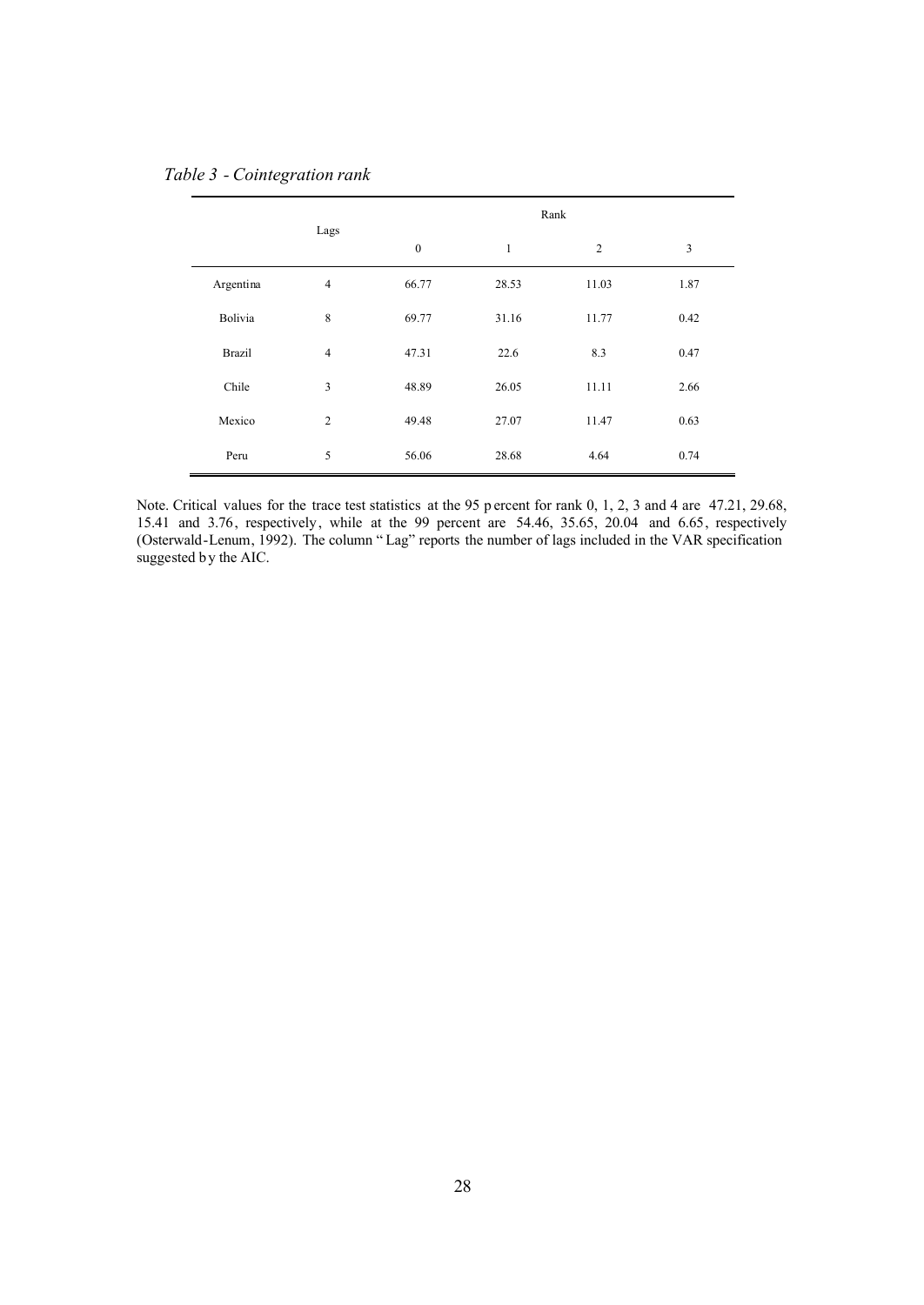*Table 3 - Cointegration rank*

| | Lags | Rank | | | |
|---|---|---|---|---|---|
| | | 0 | 1 | 2 | 3 |
| Argentina | 4 | 66.77 | 28.53 | 11.03 | 1.87 |
| Bolivia | 8 | 69.77 | 31.16 | 11.77 | 0.42 |
| Brazil | 4 | 47.31 | 22.6 | 8.3 | 0.47 |
| Chile | 3 | 48.89 | 26.05 | 11.11 | 2.66 |
| Mexico | 2 | 49.48 | 27.07 | 11.47 | 0.63 |
| Peru | 5 | 56.06 | 28.68 | 4.64 | 0.74 |

Note. Critical values for the trace test statistics at the 95 percent for rank 0, 1, 2, 3 and 4 are 47.21, 29.68, 15.41 and 3.76, respectively, while at the 99 percent are 54.46, 35.65, 20.04 and 6.65, respectively (Osterwald-Lenum, 1992). The column " Lag" reports the number of lags included in the VAR specification suggested by the AIC.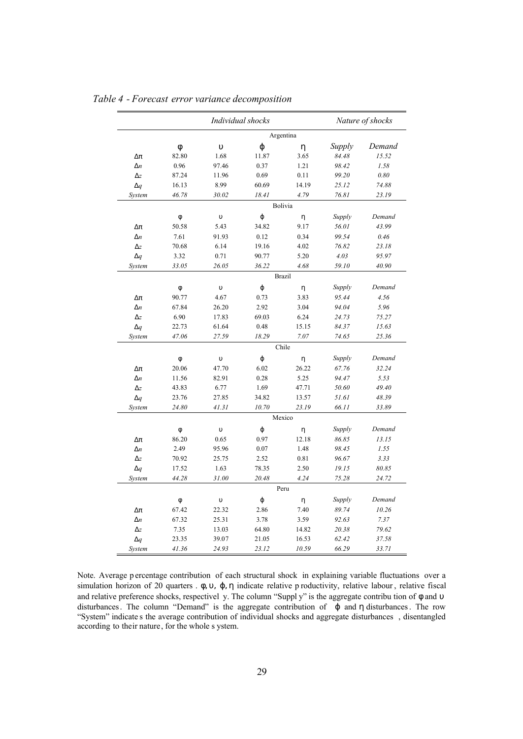*Table 4 - Forecast error variance decomposition*

| | *Individual shocks* | | | | *Nature of shocks* | |
|---|---|---|---|---|---|---|
| | | | Argentina | | | |
| | $\phi$ | $\upsilon$ | $\varphi$ | $\eta$ | *Supply* | *Demand* |
| $\Delta\pi$ | 82.80 | 1.68 | 11.87 | 3.65 | *84.48* | *15.52* |
| $\Delta n$ | 0.96 | 97.46 | 0.37 | 1.21 | *98.42* | *1.58* |
| $\Delta z$ | 87.24 | 11.96 | 0.69 | 0.11 | *99.20* | *0.80* |
| $\Delta q$ | 16.13 | 8.99 | 60.69 | 14.19 | *25.12* | *74.88* |
| *System* | *46.78* | *30.02* | *18.41* | *4.79* | *76.81* | *23.19* |
| | | | Bolivia | | | |
| | $\phi$ | $\upsilon$ | $\varphi$ | $\eta$ | *Supply* | *Demand* |
| $\Delta\pi$ | 50.58 | 5.43 | 34.82 | 9.17 | *56.01* | *43.99* |
| $\Delta n$ | 7.61 | 91.93 | 0.12 | 0.34 | *99.54* | *0.46* |
| $\Delta z$ | 70.68 | 6.14 | 19.16 | 4.02 | *76.82* | *23.18* |
| $\Delta q$ | 3.32 | 0.71 | 90.77 | 5.20 | *4.03* | *95.97* |
| *System* | *33.05* | *26.05* | *36.22* | *4.68* | *59.10* | *40.90* |
| | | | Brazil | | | |
| | $\phi$ | $\upsilon$ | $\varphi$ | $\eta$ | *Supply* | *Demand* |
| $\Delta\pi$ | 90.77 | 4.67 | 0.73 | 3.83 | *95.44* | *4.56* |
| $\Delta n$ | 67.84 | 26.20 | 2.92 | 3.04 | *94.04* | *5.96* |
| $\Delta z$ | 6.90 | 17.83 | 69.03 | 6.24 | *24.73* | *75.27* |
| $\Delta q$ | 22.73 | 61.64 | 0.48 | 15.15 | *84.37* | *15.63* |
| *System* | *47.06* | *27.59* | *18.29* | *7.07* | *74.65* | *25.36* |
| | | | Chile | | | |
| | $\phi$ | $\upsilon$ | $\varphi$ | $\eta$ | *Supply* | *Demand* |
| $\Delta\pi$ | 20.06 | 47.70 | 6.02 | 26.22 | *67.76* | *32.24* |
| $\Delta n$ | 11.56 | 82.91 | 0.28 | 5.25 | *94.47* | *5.53* |
| $\Delta z$ | 43.83 | 6.77 | 1.69 | 47.71 | *50.60* | *49.40* |
| $\Delta q$ | 23.76 | 27.85 | 34.82 | 13.57 | *51.61* | *48.39* |
| *System* | *24.80* | *41.31* | *10.70* | *23.19* | *66.11* | *33.89* |
| | | | Mexico | | | |
| | $\phi$ | $\upsilon$ | $\varphi$ | $\eta$ | *Supply* | *Demand* |
| $\Delta\pi$ | 86.20 | 0.65 | 0.97 | 12.18 | *86.85* | *13.15* |
| $\Delta n$ | 2.49 | 95.96 | 0.07 | 1.48 | *98.45* | *1.55* |
| $\Delta z$ | 70.92 | 25.75 | 2.52 | 0.81 | *96.67* | *3.33* |
| $\Delta q$ | 17.52 | 1.63 | 78.35 | 2.50 | *19.15* | *80.85* |
| *System* | *44.28* | *31.00* | *20.48* | *4.24* | *75.28* | *24.72* |
| | | | Peru | | | |
| | $\phi$ | $\upsilon$ | $\varphi$ | $\eta$ | *Supply* | *Demand* |
| $\Delta\pi$ | 67.42 | 22.32 | 2.86 | 7.40 | *89.74* | *10.26* |
| $\Delta n$ | 67.32 | 25.31 | 3.78 | 3.59 | *92.63* | *7.37* |
| $\Delta z$ | 7.35 | 13.03 | 64.80 | 14.82 | *20.38* | *79.62* |
| $\Delta q$ | 23.35 | 39.07 | 21.05 | 16.53 | *62.42* | *37.58* |
| *System* | *41.36* | *24.93* | *23.12* | *10.59* | *66.29* | *33.71* |

Note. Average percentage contribution of each structural shock in explaining variable fluctuations over a simulation horizon of 20 quarters. $\phi, \upsilon, \varphi, \eta$ indicate relative productivity, relative labour, relative fiscal and relative preference shocks, respectively. The column "Supply" is the aggregate contribution of $\phi$ and $\upsilon$ disturbances. The column "Demand" is the aggregate contribution of $\varphi$ and $\eta$ disturbances. The row "System" indicates the average contribution of individual shocks and aggregate disturbances, disentangled according to their nature, for the whole system.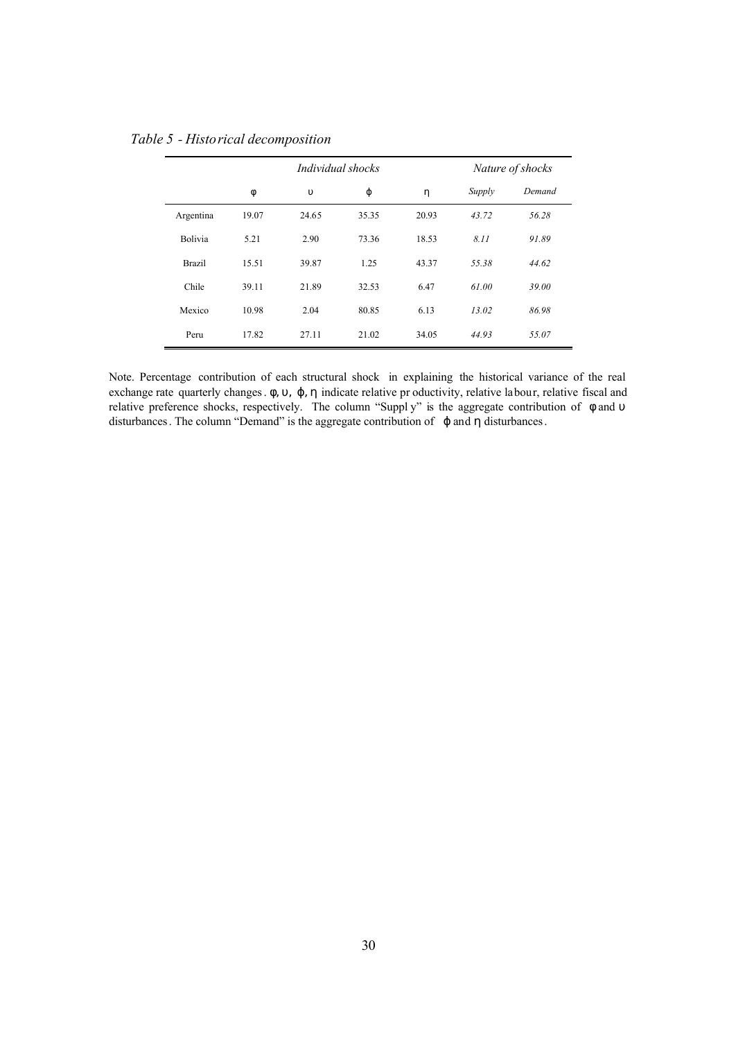*Table 5 - Historical decomposition*

| | Individual shocks | | | | Nature of shocks | |
|---|---|---|---|---|---|---|
| | $\phi$ | $\upsilon$ | $\varphi$ | $\eta$ | *Supply* | *Demand* |
| Argentina | 19.07 | 24.65 | 35.35 | 20.93 | *43.72* | *56.28* |
| Bolivia | 5.21 | 2.90 | 73.36 | 18.53 | *8.11* | *91.89* |
| Brazil | 15.51 | 39.87 | 1.25 | 43.37 | *55.38* | *44.62* |
| Chile | 39.11 | 21.89 | 32.53 | 6.47 | *61.00* | *39.00* |
| Mexico | 10.98 | 2.04 | 80.85 | 6.13 | *13.02* | *86.98* |
| Peru | 17.82 | 27.11 | 21.02 | 34.05 | *44.93* | *55.07* |

Note. Percentage contribution of each structural shock in explaining the historical variance of the real exchange rate quarterly changes. $\phi$, $\upsilon$, $\varphi$, $\eta$ indicate relative productivity, relative labour, relative fiscal and relative preference shocks, respectively. The column "Supply" is the aggregate contribution of $\phi$ and $\upsilon$ disturbances. The column "Demand" is the aggregate contribution of $\varphi$ and $\eta$ disturbances.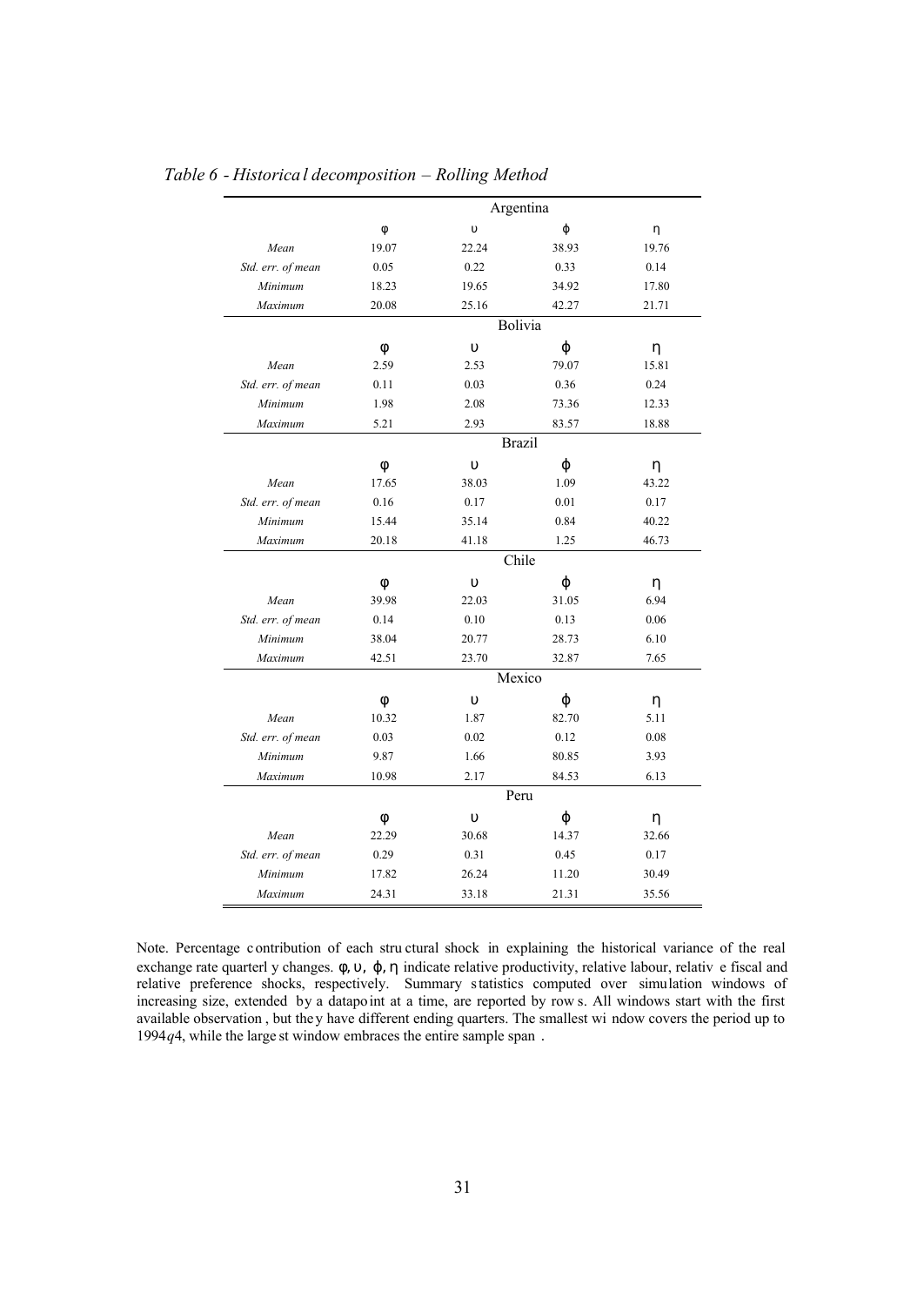*Table 6 - Historical decomposition – Rolling Method*

| | Argentina | | | |
|---|---|---|---|---|
| | $\varphi$ | $\upsilon$ | $\phi$ | $\eta$ |
| *Mean* | 19.07 | 22.24 | 38.93 | 19.76 |
| *Std. err. of mean* | 0.05 | 0.22 | 0.33 | 0.14 |
| *Minimum* | 18.23 | 19.65 | 34.92 | 17.80 |
| *Maximum* | 20.08 | 25.16 | 42.27 | 21.71 |
| | **Bolivia** | | | |
| | $\varphi$ | $\upsilon$ | $\phi$ | $\eta$ |
| *Mean* | 2.59 | 2.53 | 79.07 | 15.81 |
| *Std. err. of mean* | 0.11 | 0.03 | 0.36 | 0.24 |
| *Minimum* | 1.98 | 2.08 | 73.36 | 12.33 |
| *Maximum* | 5.21 | 2.93 | 83.57 | 18.88 |
| | **Brazil** | | | |
| | $\varphi$ | $\upsilon$ | $\phi$ | $\eta$ |
| *Mean* | 17.65 | 38.03 | 1.09 | 43.22 |
| *Std. err. of mean* | 0.16 | 0.17 | 0.01 | 0.17 |
| *Minimum* | 15.44 | 35.14 | 0.84 | 40.22 |
| *Maximum* | 20.18 | 41.18 | 1.25 | 46.73 |
| | **Chile** | | | |
| | $\varphi$ | $\upsilon$ | $\phi$ | $\eta$ |
| *Mean* | 39.98 | 22.03 | 31.05 | 6.94 |
| *Std. err. of mean* | 0.14 | 0.10 | 0.13 | 0.06 |
| *Minimum* | 38.04 | 20.77 | 28.73 | 6.10 |
| *Maximum* | 42.51 | 23.70 | 32.87 | 7.65 |
| | **Mexico** | | | |
| | $\varphi$ | $\upsilon$ | $\phi$ | $\eta$ |
| *Mean* | 10.32 | 1.87 | 82.70 | 5.11 |
| *Std. err. of mean* | 0.03 | 0.02 | 0.12 | 0.08 |
| *Minimum* | 9.87 | 1.66 | 80.85 | 3.93 |
| *Maximum* | 10.98 | 2.17 | 84.53 | 6.13 |
| | **Peru** | | | |
| | $\varphi$ | $\upsilon$ | $\phi$ | $\eta$ |
| *Mean* | 22.29 | 30.68 | 14.37 | 32.66 |
| *Std. err. of mean* | 0.29 | 0.31 | 0.45 | 0.17 |
| *Minimum* | 17.82 | 26.24 | 11.20 | 30.49 |
| *Maximum* | 24.31 | 33.18 | 21.31 | 35.56 |

Note. Percentage contribution of each structural shock in explaining the historical variance of the real exchange rate quarterly changes. $\varphi, \upsilon, \phi, \eta$ indicate relative productivity, relative labour, relative fiscal and relative preference shocks, respectively. Summary statistics computed over simulation windows of increasing size, extended by a datapoint at a time, are reported by rows. All windows start with the first available observation, but they have different ending quarters. The smallest window covers the period up to 1994$q$4, while the largest window embraces the entire sample span.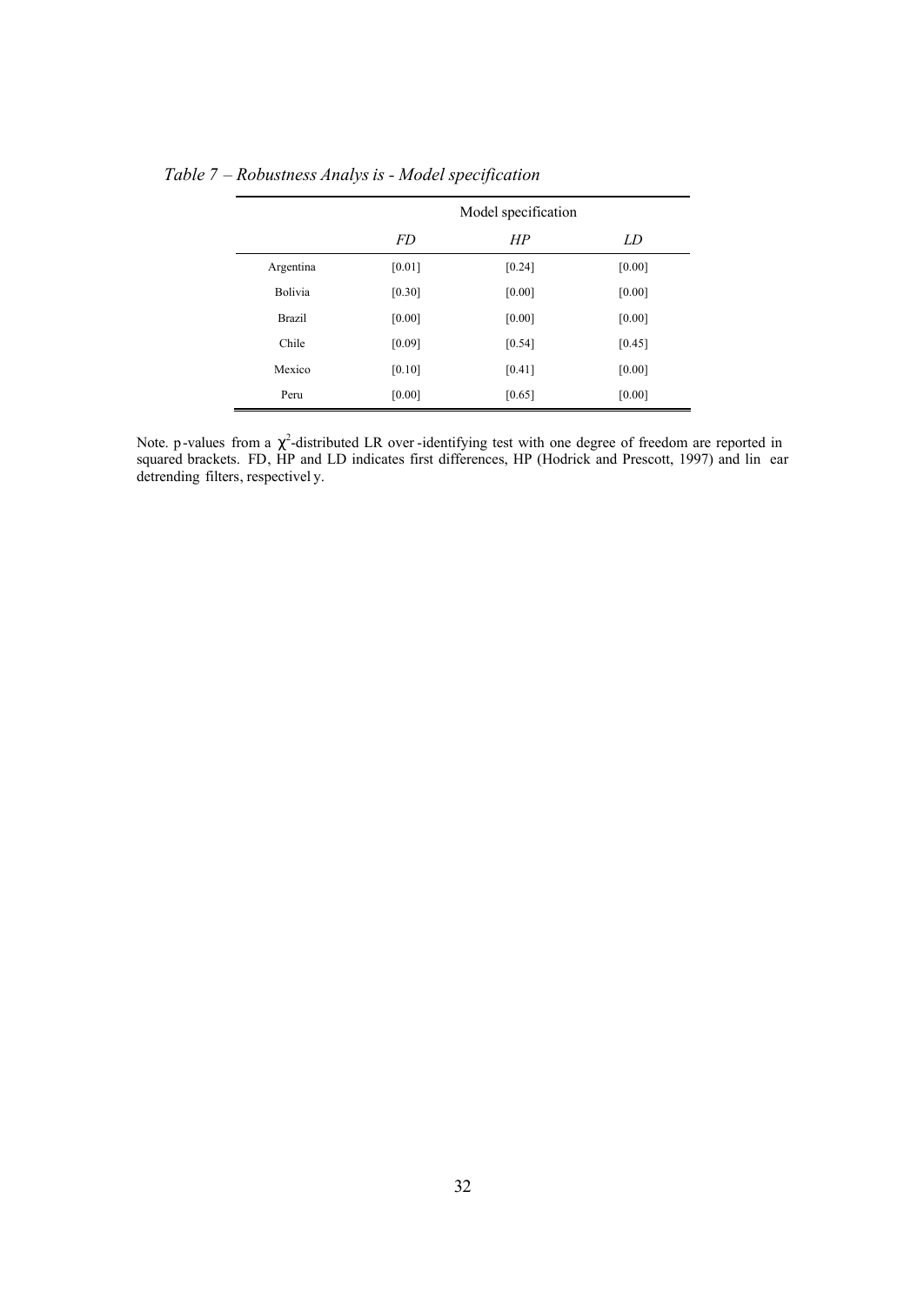*Table 7 – Robustness Analysis - Model specification*

| | Model specification | | |
|---|---|---|---|
| | *FD* | *HP* | *LD* |
| Argentina | [0.01] | [0.24] | [0.00] |
| Bolivia | [0.30] | [0.00] | [0.00] |
| Brazil | [0.00] | [0.00] | [0.00] |
| Chile | [0.09] | [0.54] | [0.45] |
| Mexico | [0.10] | [0.41] | [0.00] |
| Peru | [0.00] | [0.65] | [0.00] |

Note. p-values from a $\chi^2$-distributed LR over-identifying test with one degree of freedom are reported in squared brackets. FD, HP and LD indicates first differences, HP (Hodrick and Prescott, 1997) and linear detrending filters, respectively.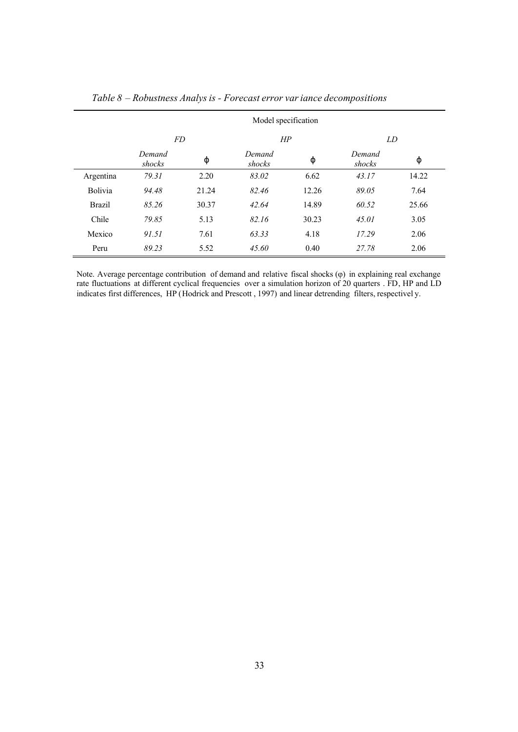*Table 8 – Robustness Analysis - Forecast error variance decompositions*

| | Model specification | | | | | |
|---|---|---|---|---|---|---|
| | *FD* | | *HP* | | *LD* | |
| | *Demand shocks* | φ | *Demand shocks* | φ | *Demand shocks* | φ |
| Argentina | *79.31* | 2.20 | *83.02* | 6.62 | *43.17* | 14.22 |
| Bolivia | *94.48* | 21.24 | *82.46* | 12.26 | *89.05* | 7.64 |
| Brazil | *85.26* | 30.37 | *42.64* | 14.89 | *60.52* | 25.66 |
| Chile | *79.85* | 5.13 | *82.16* | 30.23 | *45.01* | 3.05 |
| Mexico | *91.51* | 7.61 | *63.33* | 4.18 | *17.29* | 2.06 |
| Peru | *89.23* | 5.52 | *45.60* | 0.40 | *27.78* | 2.06 |

Note. Average percentage contribution of demand and relative fiscal shocks (φ) in explaining real exchange rate fluctuations at different cyclical frequencies over a simulation horizon of 20 quarters. FD, HP and LD indicates first differences, HP (Hodrick and Prescott, 1997) and linear detrending filters, respectively.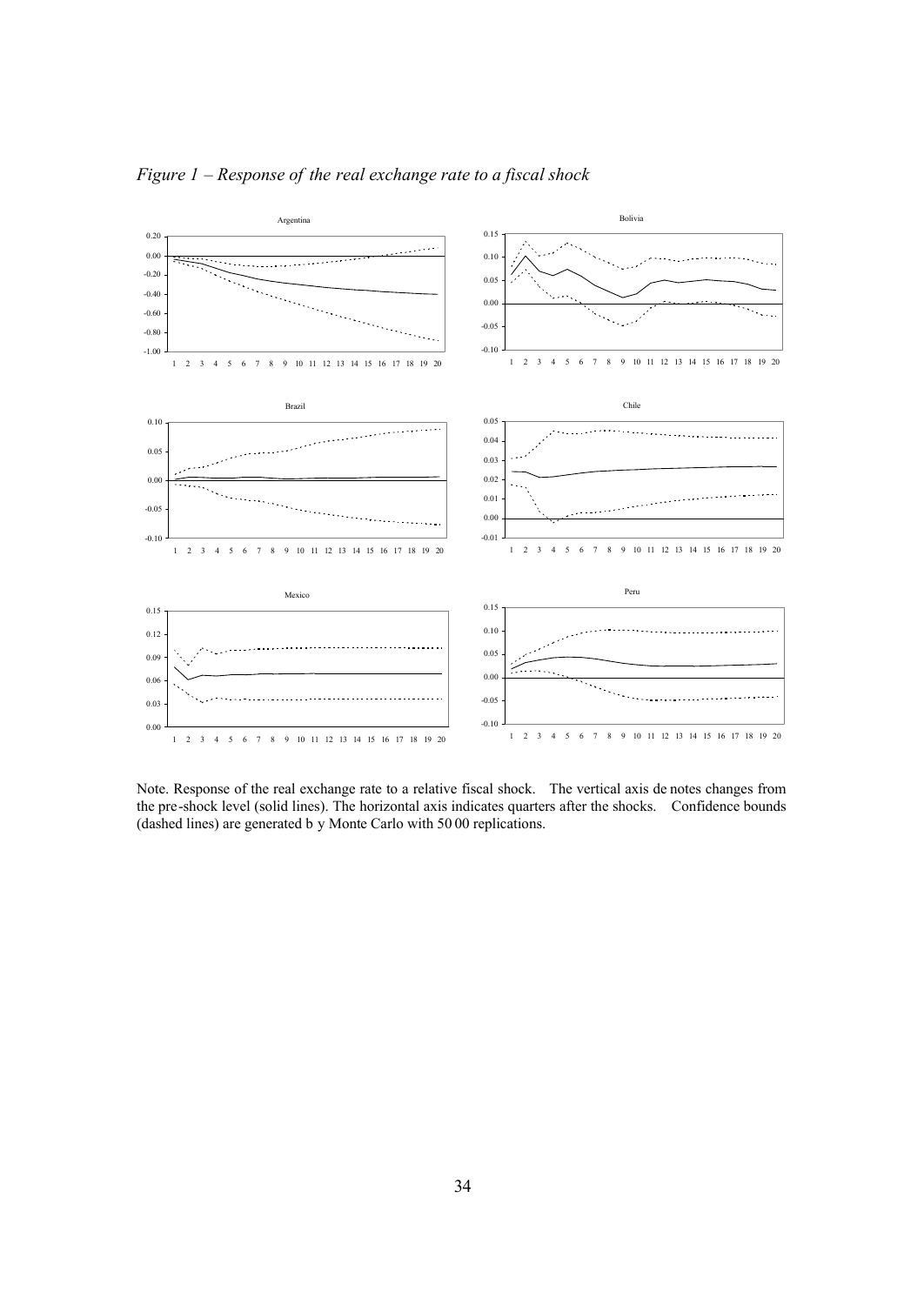*Figure 1 – Response of the real exchange rate to a fiscal shock*

Note. Response of the real exchange rate to a relative fiscal shock. The vertical axis denotes changes from the pre-shock level (solid lines). The horizontal axis indicates quarters after the shocks. Confidence bounds (dashed lines) are generated by Monte Carlo with 5000 replications.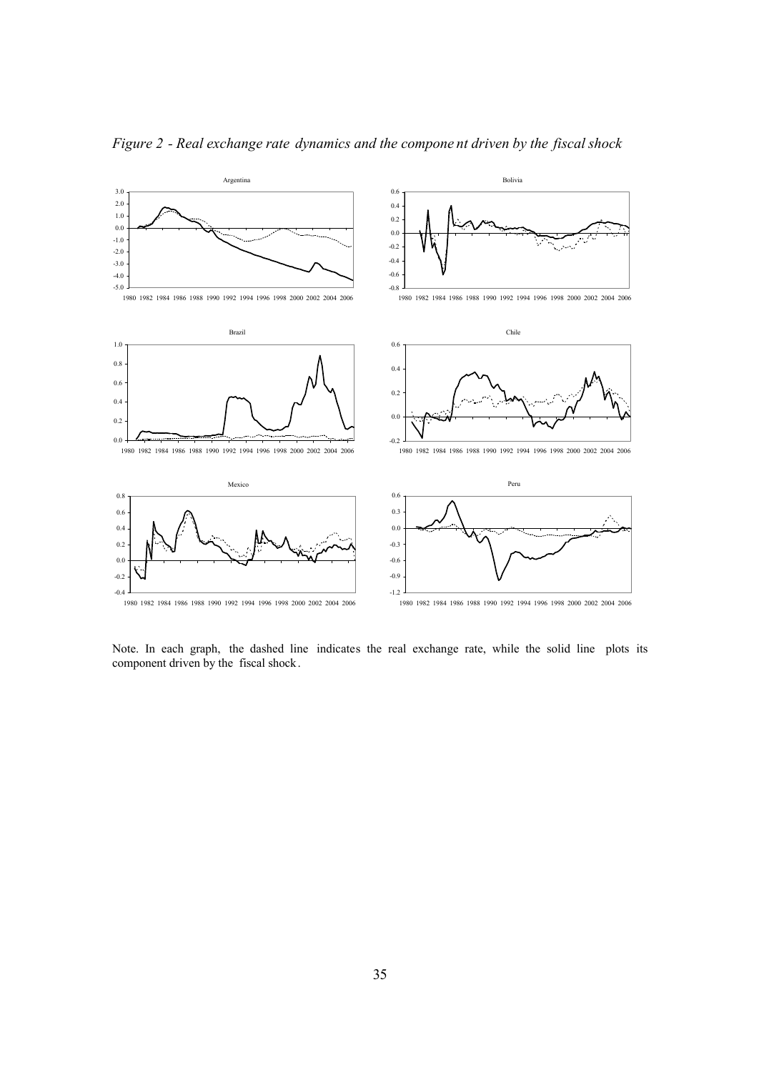*Figure 2 - Real exchange rate dynamics and the component driven by the fiscal shock*

Argentina

3.0
2.0
1.0
0.0
-1.0
-2.0
-3.0
-4.0
-5.0

1980 1982 1984 1986 1988 1990 1992 1994 1996 1998 2000 2002 2004 2006

Bolivia

0.6
0.4
0.2
0.0
-0.2
-0.4
-0.6
-0.8

1980 1982 1984 1986 1988 1990 1992 1994 1996 1998 2000 2002 2004 2006

Brazil

1.0
0.8
0.6
0.4
0.2
0.0

1980 1982 1984 1986 1988 1990 1992 1994 1996 1998 2000 2002 2004 2006

Chile

0.6
0.4
0.2
0.0
-0.2

1980 1982 1984 1986 1988 1990 1992 1994 1996 1998 2000 2002 2004 2006

Mexico

0.8
0.6
0.4
0.2
0.0
-0.2
-0.4

1980 1982 1984 1986 1988 1990 1992 1994 1996 1998 2000 2002 2004 2006

Peru

0.6
0.3
0.0
-0.3
-0.6
-0.9
-1.2

1980 1982 1984 1986 1988 1990 1992 1994 1996 1998 2000 2002 2004 2006

Note. In each graph, the dashed line indicates the real exchange rate, while the solid line plots its component driven by the fiscal shock.